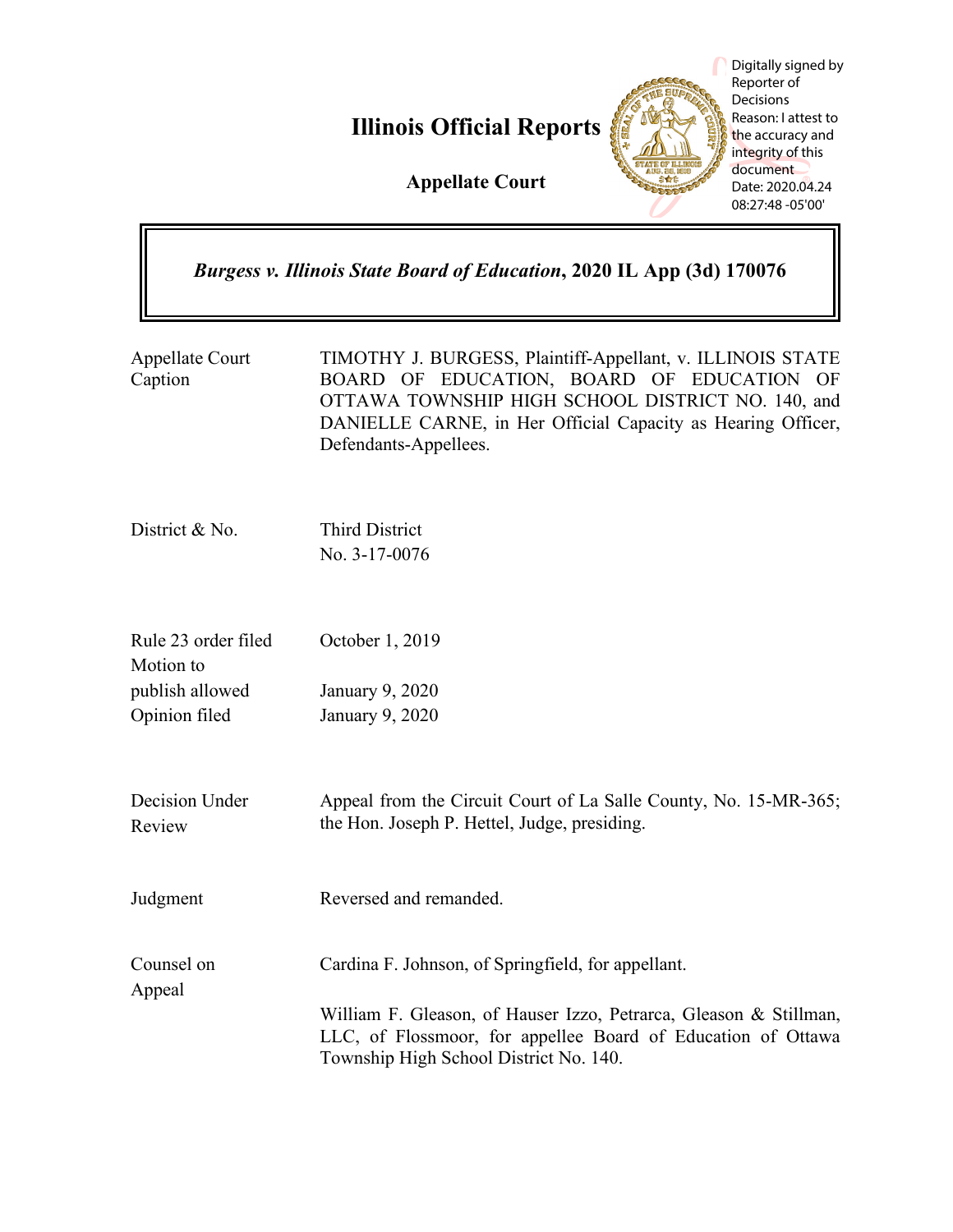# Illinois Official Reports

## Appellate Court

Digitally signed by Reporter of Decisions
Reason: I attest to the accuracy and integrity of this document
Date: 2020.04.24 08:27:48 -05'00'

***Burgess v. Illinois State Board of Education*, 2020 IL App (3d) 170076**

| | |
|---|---|
| Appellate Court Caption | TIMOTHY J. BURGESS, Plaintiff-Appellant, v. ILLINOIS STATE BOARD OF EDUCATION, BOARD OF EDUCATION OF OTTAWA TOWNSHIP HIGH SCHOOL DISTRICT NO. 140, and DANIELLE CARNE, in Her Official Capacity as Hearing Officer, Defendants-Appellees. |
| District & No. | Third District<br>No. 3-17-0076 |
| Rule 23 order filed<br>Motion to publish allowed<br>Opinion filed | October 1, 2019<br>January 9, 2020<br>January 9, 2020 |
| Decision Under Review | Appeal from the Circuit Court of La Salle County, No. 15-MR-365; the Hon. Joseph P. Hettel, Judge, presiding. |
| Judgment | Reversed and remanded. |
| Counsel on Appeal | Cardina F. Johnson, of Springfield, for appellant.<br><br>William F. Gleason, of Hauser Izzo, Petrarca, Gleason & Stillman, LLC, of Flossmoor, for appellee Board of Education of Ottawa Township High School District No. 140. |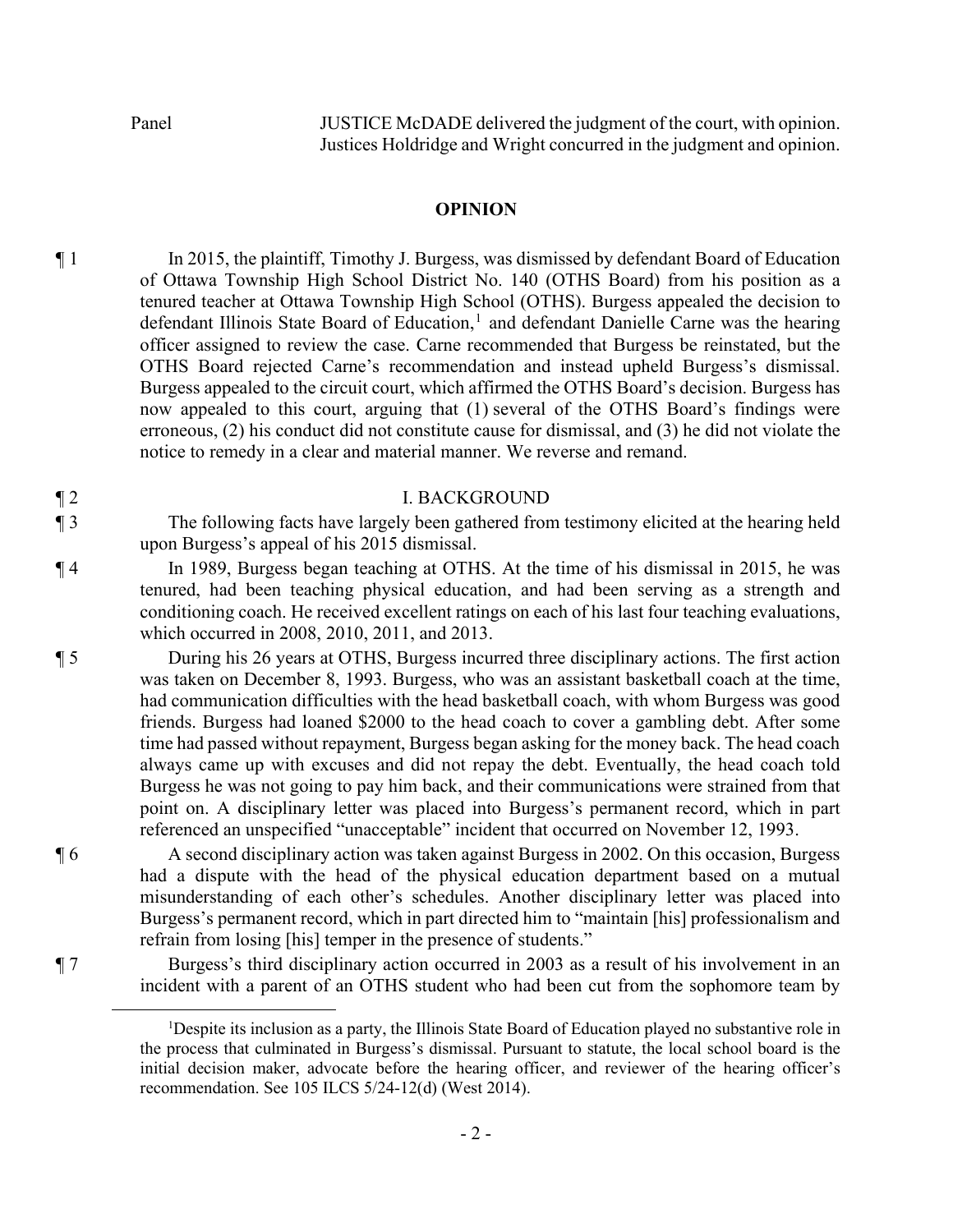Panel JUSTICE McDADE delivered the judgment of the court, with opinion.
Justices Holdridge and Wright concurred in the judgment and opinion.

## OPINION

¶ 1 In 2015, the plaintiff, Timothy J. Burgess, was dismissed by defendant Board of Education of Ottawa Township High School District No. 140 (OTHS Board) from his position as a tenured teacher at Ottawa Township High School (OTHS). Burgess appealed the decision to defendant Illinois State Board of Education,[1] and defendant Danielle Carne was the hearing officer assigned to review the case. Carne recommended that Burgess be reinstated, but the OTHS Board rejected Carne's recommendation and instead upheld Burgess's dismissal. Burgess appealed to the circuit court, which affirmed the OTHS Board's decision. Burgess has now appealed to this court, arguing that (1) several of the OTHS Board's findings were erroneous, (2) his conduct did not constitute cause for dismissal, and (3) he did not violate the notice to remedy in a clear and material manner. We reverse and remand.

¶ 2 I. BACKGROUND

¶ 3 The following facts have largely been gathered from testimony elicited at the hearing held upon Burgess's appeal of his 2015 dismissal.

¶ 4 In 1989, Burgess began teaching at OTHS. At the time of his dismissal in 2015, he was tenured, had been teaching physical education, and had been serving as a strength and conditioning coach. He received excellent ratings on each of his last four teaching evaluations, which occurred in 2008, 2010, 2011, and 2013.

¶ 5 During his 26 years at OTHS, Burgess incurred three disciplinary actions. The first action was taken on December 8, 1993. Burgess, who was an assistant basketball coach at the time, had communication difficulties with the head basketball coach, with whom Burgess was good friends. Burgess had loaned $2000 to the head coach to cover a gambling debt. After some time had passed without repayment, Burgess began asking for the money back. The head coach always came up with excuses and did not repay the debt. Eventually, the head coach told Burgess he was not going to pay him back, and their communications were strained from that point on. A disciplinary letter was placed into Burgess's permanent record, which in part referenced an unspecified "unacceptable" incident that occurred on November 12, 1993.

¶ 6 A second disciplinary action was taken against Burgess in 2002. On this occasion, Burgess had a dispute with the head of the physical education department based on a mutual misunderstanding of each other's schedules. Another disciplinary letter was placed into Burgess's permanent record, which in part directed him to "maintain [his] professionalism and refrain from losing [his] temper in the presence of students."

¶ 7 Burgess's third disciplinary action occurred in 2003 as a result of his involvement in an incident with a parent of an OTHS student who had been cut from the sophomore team by

---

[1]Despite its inclusion as a party, the Illinois State Board of Education played no substantive role in the process that culminated in Burgess's dismissal. Pursuant to statute, the local school board is the initial decision maker, advocate before the hearing officer, and reviewer of the hearing officer's recommendation. See 105 ILCS 5/24-12(d) (West 2014).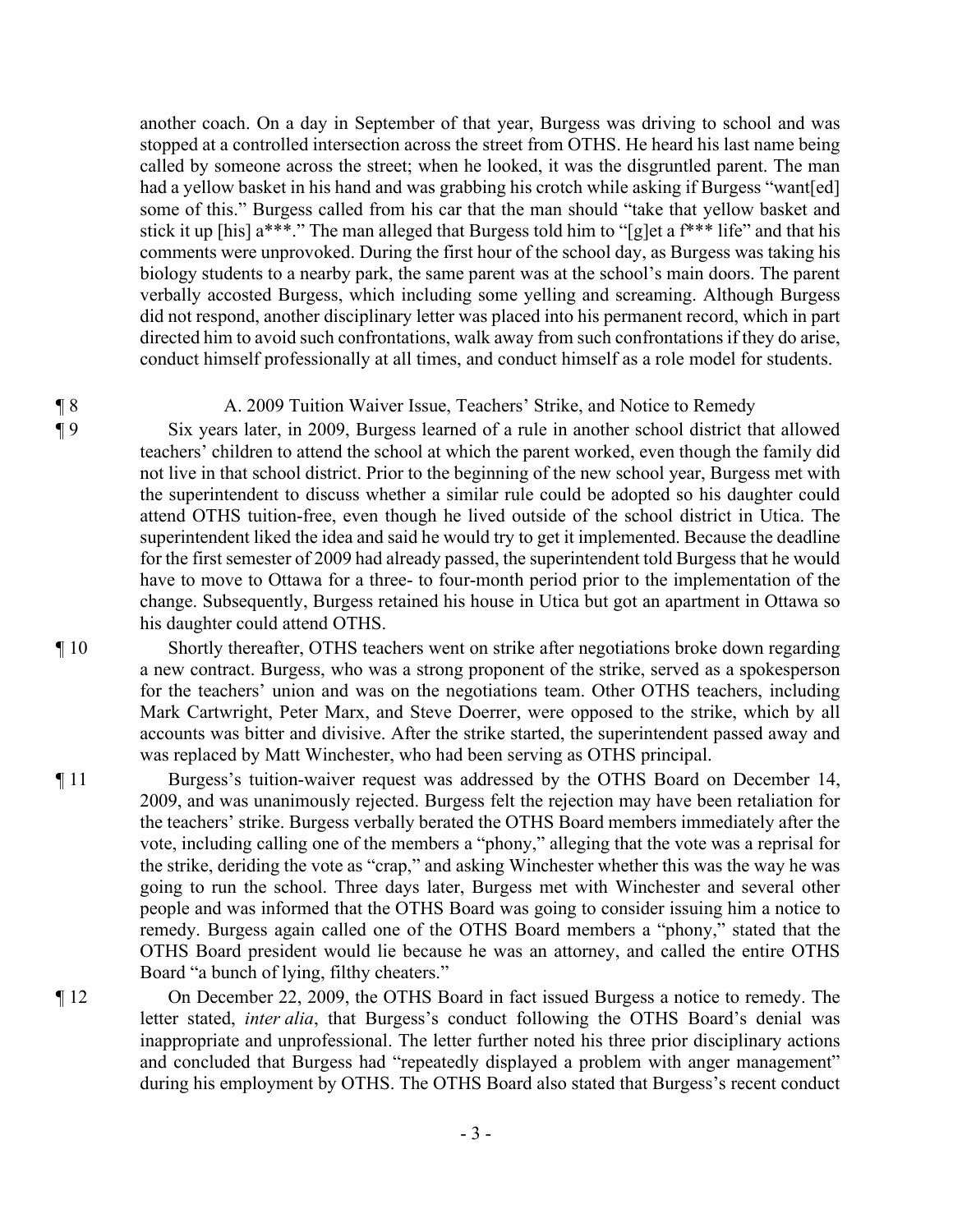another coach. On a day in September of that year, Burgess was driving to school and was stopped at a controlled intersection across the street from OTHS. He heard his last name being called by someone across the street; when he looked, it was the disgruntled parent. The man had a yellow basket in his hand and was grabbing his crotch while asking if Burgess "want[ed] some of this." Burgess called from his car that the man should "take that yellow basket and stick it up [his] a***." The man alleged that Burgess told him to "[g]et a f*** life" and that his comments were unprovoked. During the first hour of the school day, as Burgess was taking his biology students to a nearby park, the same parent was at the school's main doors. The parent verbally accosted Burgess, which including some yelling and screaming. Although Burgess did not respond, another disciplinary letter was placed into his permanent record, which in part directed him to avoid such confrontations, walk away from such confrontations if they do arise, conduct himself professionally at all times, and conduct himself as a role model for students.

¶ 8 A. 2009 Tuition Waiver Issue, Teachers' Strike, and Notice to Remedy

¶ 9 Six years later, in 2009, Burgess learned of a rule in another school district that allowed teachers' children to attend the school at which the parent worked, even though the family did not live in that school district. Prior to the beginning of the new school year, Burgess met with the superintendent to discuss whether a similar rule could be adopted so his daughter could attend OTHS tuition-free, even though he lived outside of the school district in Utica. The superintendent liked the idea and said he would try to get it implemented. Because the deadline for the first semester of 2009 had already passed, the superintendent told Burgess that he would have to move to Ottawa for a three- to four-month period prior to the implementation of the change. Subsequently, Burgess retained his house in Utica but got an apartment in Ottawa so his daughter could attend OTHS.

¶ 10 Shortly thereafter, OTHS teachers went on strike after negotiations broke down regarding a new contract. Burgess, who was a strong proponent of the strike, served as a spokesperson for the teachers' union and was on the negotiations team. Other OTHS teachers, including Mark Cartwright, Peter Marx, and Steve Doerrer, were opposed to the strike, which by all accounts was bitter and divisive. After the strike started, the superintendent passed away and was replaced by Matt Winchester, who had been serving as OTHS principal.

¶ 11 Burgess's tuition-waiver request was addressed by the OTHS Board on December 14, 2009, and was unanimously rejected. Burgess felt the rejection may have been retaliation for the teachers' strike. Burgess verbally berated the OTHS Board members immediately after the vote, including calling one of the members a "phony," alleging that the vote was a reprisal for the strike, deriding the vote as "crap," and asking Winchester whether this was the way he was going to run the school. Three days later, Burgess met with Winchester and several other people and was informed that the OTHS Board was going to consider issuing him a notice to remedy. Burgess again called one of the OTHS Board members a "phony," stated that the OTHS Board president would lie because he was an attorney, and called the entire OTHS Board "a bunch of lying, filthy cheaters."

¶ 12 On December 22, 2009, the OTHS Board in fact issued Burgess a notice to remedy. The letter stated, *inter alia*, that Burgess's conduct following the OTHS Board's denial was inappropriate and unprofessional. The letter further noted his three prior disciplinary actions and concluded that Burgess had "repeatedly displayed a problem with anger management" during his employment by OTHS. The OTHS Board also stated that Burgess's recent conduct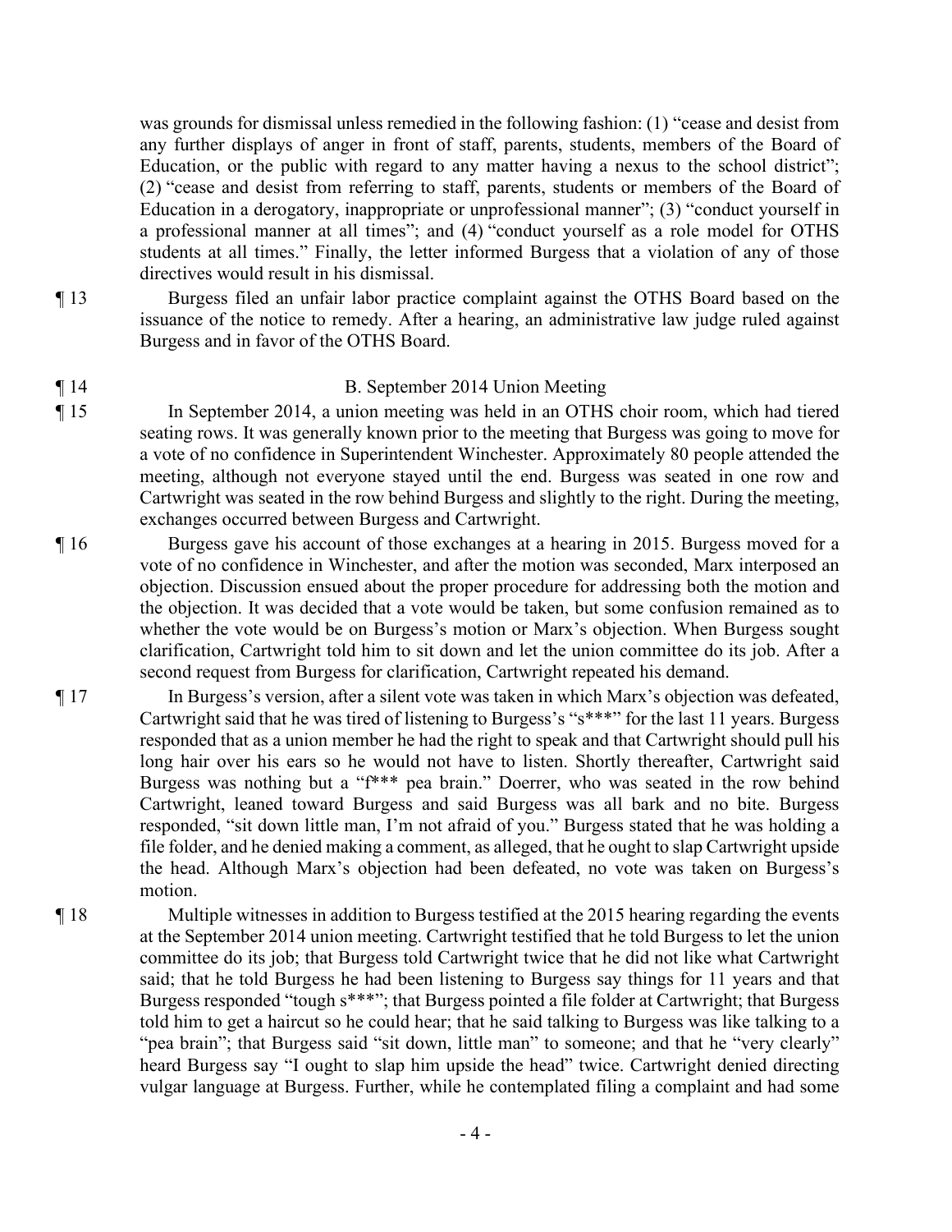was grounds for dismissal unless remedied in the following fashion: (1) "cease and desist from any further displays of anger in front of staff, parents, students, members of the Board of Education, or the public with regard to any matter having a nexus to the school district"; (2) "cease and desist from referring to staff, parents, students or members of the Board of Education in a derogatory, inappropriate or unprofessional manner"; (3) "conduct yourself in a professional manner at all times"; and (4) "conduct yourself as a role model for OTHS students at all times." Finally, the letter informed Burgess that a violation of any of those directives would result in his dismissal.

¶ 13 Burgess filed an unfair labor practice complaint against the OTHS Board based on the issuance of the notice to remedy. After a hearing, an administrative law judge ruled against Burgess and in favor of the OTHS Board.

¶ 14 B. September 2014 Union Meeting

¶ 15 In September 2014, a union meeting was held in an OTHS choir room, which had tiered seating rows. It was generally known prior to the meeting that Burgess was going to move for a vote of no confidence in Superintendent Winchester. Approximately 80 people attended the meeting, although not everyone stayed until the end. Burgess was seated in one row and Cartwright was seated in the row behind Burgess and slightly to the right. During the meeting, exchanges occurred between Burgess and Cartwright.

¶ 16 Burgess gave his account of those exchanges at a hearing in 2015. Burgess moved for a vote of no confidence in Winchester, and after the motion was seconded, Marx interposed an objection. Discussion ensued about the proper procedure for addressing both the motion and the objection. It was decided that a vote would be taken, but some confusion remained as to whether the vote would be on Burgess's motion or Marx's objection. When Burgess sought clarification, Cartwright told him to sit down and let the union committee do its job. After a second request from Burgess for clarification, Cartwright repeated his demand.

¶ 17 In Burgess's version, after a silent vote was taken in which Marx's objection was defeated, Cartwright said that he was tired of listening to Burgess's "s***" for the last 11 years. Burgess responded that as a union member he had the right to speak and that Cartwright should pull his long hair over his ears so he would not have to listen. Shortly thereafter, Cartwright said Burgess was nothing but a "f*** pea brain." Doerrer, who was seated in the row behind Cartwright, leaned toward Burgess and said Burgess was all bark and no bite. Burgess responded, "sit down little man, I'm not afraid of you." Burgess stated that he was holding a file folder, and he denied making a comment, as alleged, that he ought to slap Cartwright upside the head. Although Marx's objection had been defeated, no vote was taken on Burgess's motion.

¶ 18 Multiple witnesses in addition to Burgess testified at the 2015 hearing regarding the events at the September 2014 union meeting. Cartwright testified that he told Burgess to let the union committee do its job; that Burgess told Cartwright twice that he did not like what Cartwright said; that he told Burgess he had been listening to Burgess say things for 11 years and that Burgess responded "tough s***"; that Burgess pointed a file folder at Cartwright; that Burgess told him to get a haircut so he could hear; that he said talking to Burgess was like talking to a "pea brain"; that Burgess said "sit down, little man" to someone; and that he "very clearly" heard Burgess say "I ought to slap him upside the head" twice. Cartwright denied directing vulgar language at Burgess. Further, while he contemplated filing a complaint and had some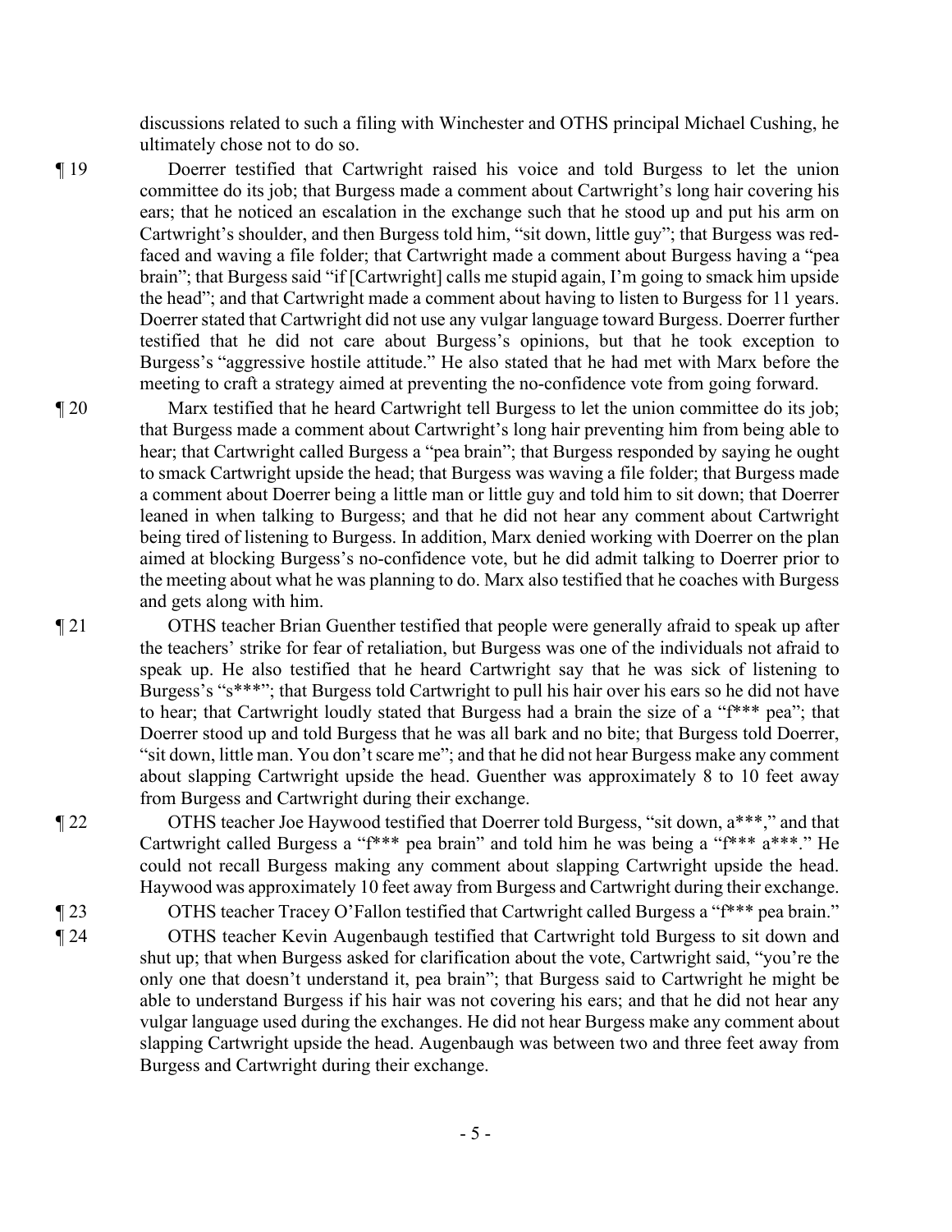discussions related to such a filing with Winchester and OTHS principal Michael Cushing, he ultimately chose not to do so.

¶ 19 Doerrer testified that Cartwright raised his voice and told Burgess to let the union committee do its job; that Burgess made a comment about Cartwright's long hair covering his ears; that he noticed an escalation in the exchange such that he stood up and put his arm on Cartwright's shoulder, and then Burgess told him, "sit down, little guy"; that Burgess was red-faced and waving a file folder; that Cartwright made a comment about Burgess having a "pea brain"; that Burgess said "if [Cartwright] calls me stupid again, I'm going to smack him upside the head"; and that Cartwright made a comment about having to listen to Burgess for 11 years. Doerrer stated that Cartwright did not use any vulgar language toward Burgess. Doerrer further testified that he did not care about Burgess's opinions, but that he took exception to Burgess's "aggressive hostile attitude." He also stated that he had met with Marx before the meeting to craft a strategy aimed at preventing the no-confidence vote from going forward.

¶ 20 Marx testified that he heard Cartwright tell Burgess to let the union committee do its job; that Burgess made a comment about Cartwright's long hair preventing him from being able to hear; that Cartwright called Burgess a "pea brain"; that Burgess responded by saying he ought to smack Cartwright upside the head; that Burgess was waving a file folder; that Burgess made a comment about Doerrer being a little man or little guy and told him to sit down; that Doerrer leaned in when talking to Burgess; and that he did not hear any comment about Cartwright being tired of listening to Burgess. In addition, Marx denied working with Doerrer on the plan aimed at blocking Burgess's no-confidence vote, but he did admit talking to Doerrer prior to the meeting about what he was planning to do. Marx also testified that he coaches with Burgess and gets along with him.

¶ 21 OTHS teacher Brian Guenther testified that people were generally afraid to speak up after the teachers' strike for fear of retaliation, but Burgess was one of the individuals not afraid to speak up. He also testified that he heard Cartwright say that he was sick of listening to Burgess's "s***"; that Burgess told Cartwright to pull his hair over his ears so he did not have to hear; that Cartwright loudly stated that Burgess had a brain the size of a "f*** pea"; that Doerrer stood up and told Burgess that he was all bark and no bite; that Burgess told Doerrer, "sit down, little man. You don't scare me"; and that he did not hear Burgess make any comment about slapping Cartwright upside the head. Guenther was approximately 8 to 10 feet away from Burgess and Cartwright during their exchange.

¶ 22 OTHS teacher Joe Haywood testified that Doerrer told Burgess, "sit down, a***," and that Cartwright called Burgess a "f*** pea brain" and told him he was being a "f*** a***." He could not recall Burgess making any comment about slapping Cartwright upside the head. Haywood was approximately 10 feet away from Burgess and Cartwright during their exchange.

¶ 23 OTHS teacher Tracey O'Fallon testified that Cartwright called Burgess a "f*** pea brain."

¶ 24 OTHS teacher Kevin Augenbaugh testified that Cartwright told Burgess to sit down and shut up; that when Burgess asked for clarification about the vote, Cartwright said, "you're the only one that doesn't understand it, pea brain"; that Burgess said to Cartwright he might be able to understand Burgess if his hair was not covering his ears; and that he did not hear any vulgar language used during the exchanges. He did not hear Burgess make any comment about slapping Cartwright upside the head. Augenbaugh was between two and three feet away from Burgess and Cartwright during their exchange.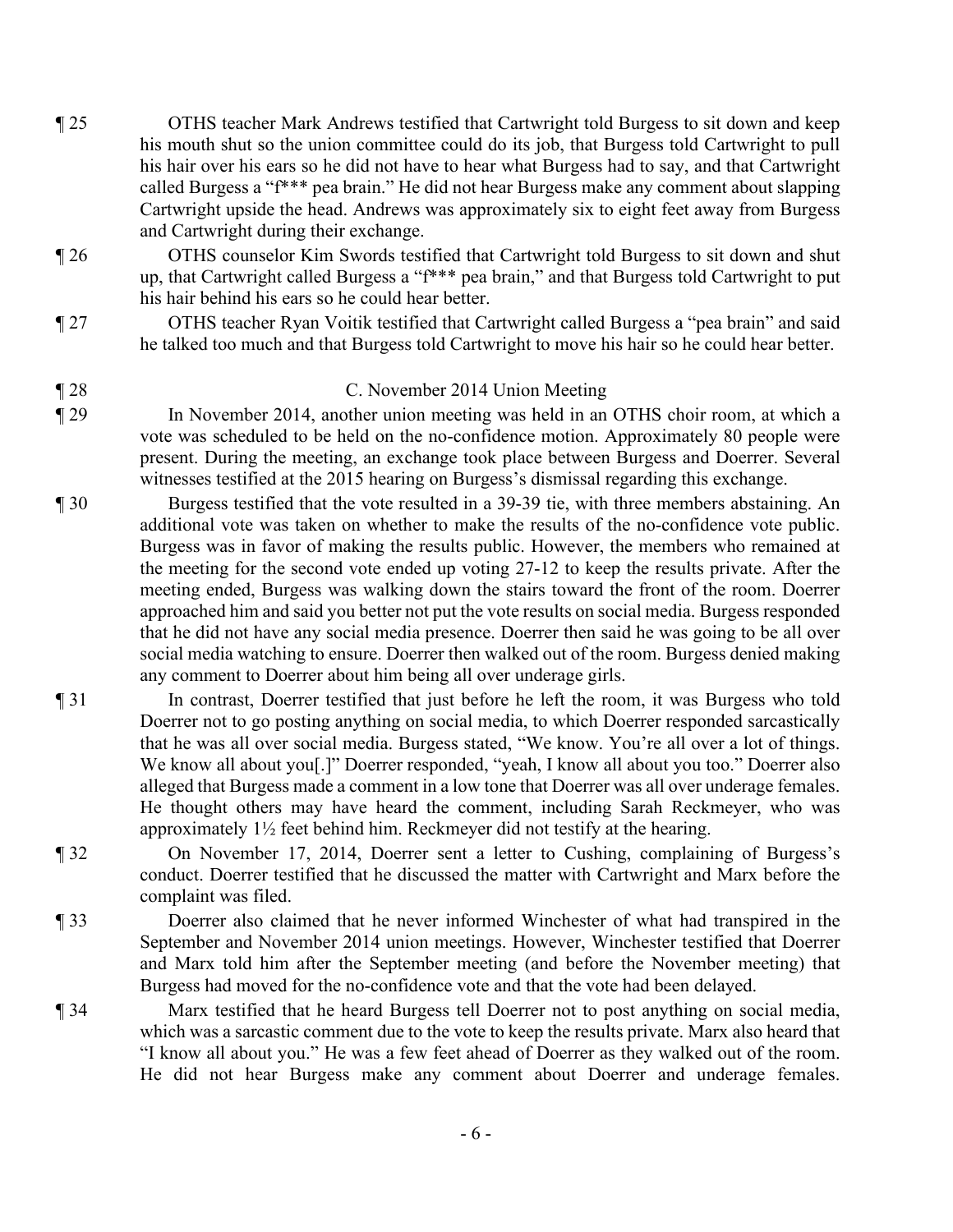¶ 25 OTHS teacher Mark Andrews testified that Cartwright told Burgess to sit down and keep his mouth shut so the union committee could do its job, that Burgess told Cartwright to pull his hair over his ears so he did not have to hear what Burgess had to say, and that Cartwright called Burgess a "f*** pea brain." He did not hear Burgess make any comment about slapping Cartwright upside the head. Andrews was approximately six to eight feet away from Burgess and Cartwright during their exchange.

¶ 26 OTHS counselor Kim Swords testified that Cartwright told Burgess to sit down and shut up, that Cartwright called Burgess a "f*** pea brain," and that Burgess told Cartwright to put his hair behind his ears so he could hear better.

¶ 27 OTHS teacher Ryan Voitik testified that Cartwright called Burgess a "pea brain" and said he talked too much and that Burgess told Cartwright to move his hair so he could hear better.

¶ 28 C. November 2014 Union Meeting

¶ 29 In November 2014, another union meeting was held in an OTHS choir room, at which a vote was scheduled to be held on the no-confidence motion. Approximately 80 people were present. During the meeting, an exchange took place between Burgess and Doerrer. Several witnesses testified at the 2015 hearing on Burgess's dismissal regarding this exchange.

¶ 30 Burgess testified that the vote resulted in a 39-39 tie, with three members abstaining. An additional vote was taken on whether to make the results of the no-confidence vote public. Burgess was in favor of making the results public. However, the members who remained at the meeting for the second vote ended up voting 27-12 to keep the results private. After the meeting ended, Burgess was walking down the stairs toward the front of the room. Doerrer approached him and said you better not put the vote results on social media. Burgess responded that he did not have any social media presence. Doerrer then said he was going to be all over social media watching to ensure. Doerrer then walked out of the room. Burgess denied making any comment to Doerrer about him being all over underage girls.

¶ 31 In contrast, Doerrer testified that just before he left the room, it was Burgess who told Doerrer not to go posting anything on social media, to which Doerrer responded sarcastically that he was all over social media. Burgess stated, "We know. You're all over a lot of things. We know all about you[.]" Doerrer responded, "yeah, I know all about you too." Doerrer also alleged that Burgess made a comment in a low tone that Doerrer was all over underage females. He thought others may have heard the comment, including Sarah Reckmeyer, who was approximately 1½ feet behind him. Reckmeyer did not testify at the hearing.

¶ 32 On November 17, 2014, Doerrer sent a letter to Cushing, complaining of Burgess's conduct. Doerrer testified that he discussed the matter with Cartwright and Marx before the complaint was filed.

¶ 33 Doerrer also claimed that he never informed Winchester of what had transpired in the September and November 2014 union meetings. However, Winchester testified that Doerrer and Marx told him after the September meeting (and before the November meeting) that Burgess had moved for the no-confidence vote and that the vote had been delayed.

¶ 34 Marx testified that he heard Burgess tell Doerrer not to post anything on social media, which was a sarcastic comment due to the vote to keep the results private. Marx also heard that "I know all about you." He was a few feet ahead of Doerrer as they walked out of the room. He did not hear Burgess make any comment about Doerrer and underage females.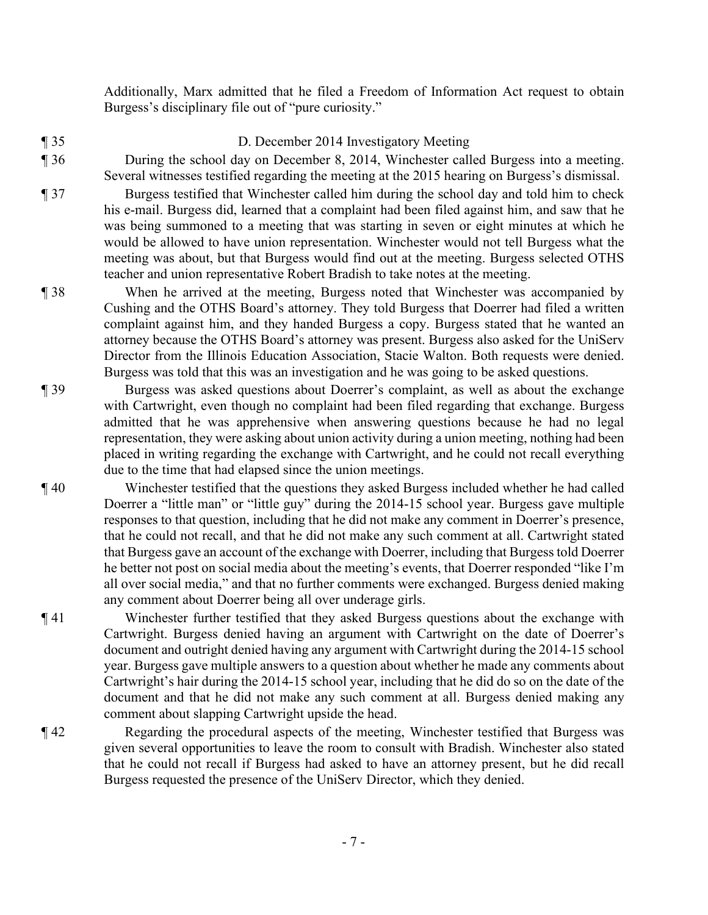Additionally, Marx admitted that he filed a Freedom of Information Act request to obtain Burgess's disciplinary file out of "pure curiosity."

¶ 35 D. December 2014 Investigatory Meeting

¶ 36 During the school day on December 8, 2014, Winchester called Burgess into a meeting. Several witnesses testified regarding the meeting at the 2015 hearing on Burgess's dismissal.

¶ 37 Burgess testified that Winchester called him during the school day and told him to check his e-mail. Burgess did, learned that a complaint had been filed against him, and saw that he was being summoned to a meeting that was starting in seven or eight minutes at which he would be allowed to have union representation. Winchester would not tell Burgess what the meeting was about, but that Burgess would find out at the meeting. Burgess selected OTHS teacher and union representative Robert Bradish to take notes at the meeting.

¶ 38 When he arrived at the meeting, Burgess noted that Winchester was accompanied by Cushing and the OTHS Board's attorney. They told Burgess that Doerrer had filed a written complaint against him, and they handed Burgess a copy. Burgess stated that he wanted an attorney because the OTHS Board's attorney was present. Burgess also asked for the UniServ Director from the Illinois Education Association, Stacie Walton. Both requests were denied. Burgess was told that this was an investigation and he was going to be asked questions.

¶ 39 Burgess was asked questions about Doerrer's complaint, as well as about the exchange with Cartwright, even though no complaint had been filed regarding that exchange. Burgess admitted that he was apprehensive when answering questions because he had no legal representation, they were asking about union activity during a union meeting, nothing had been placed in writing regarding the exchange with Cartwright, and he could not recall everything due to the time that had elapsed since the union meetings.

¶ 40 Winchester testified that the questions they asked Burgess included whether he had called Doerrer a "little man" or "little guy" during the 2014-15 school year. Burgess gave multiple responses to that question, including that he did not make any comment in Doerrer's presence, that he could not recall, and that he did not make any such comment at all. Cartwright stated that Burgess gave an account of the exchange with Doerrer, including that Burgess told Doerrer he better not post on social media about the meeting's events, that Doerrer responded "like I'm all over social media," and that no further comments were exchanged. Burgess denied making any comment about Doerrer being all over underage girls.

¶ 41 Winchester further testified that they asked Burgess questions about the exchange with Cartwright. Burgess denied having an argument with Cartwright on the date of Doerrer's document and outright denied having any argument with Cartwright during the 2014-15 school year. Burgess gave multiple answers to a question about whether he made any comments about Cartwright's hair during the 2014-15 school year, including that he did do so on the date of the document and that he did not make any such comment at all. Burgess denied making any comment about slapping Cartwright upside the head.

¶ 42 Regarding the procedural aspects of the meeting, Winchester testified that Burgess was given several opportunities to leave the room to consult with Bradish. Winchester also stated that he could not recall if Burgess had asked to have an attorney present, but he did recall Burgess requested the presence of the UniServ Director, which they denied.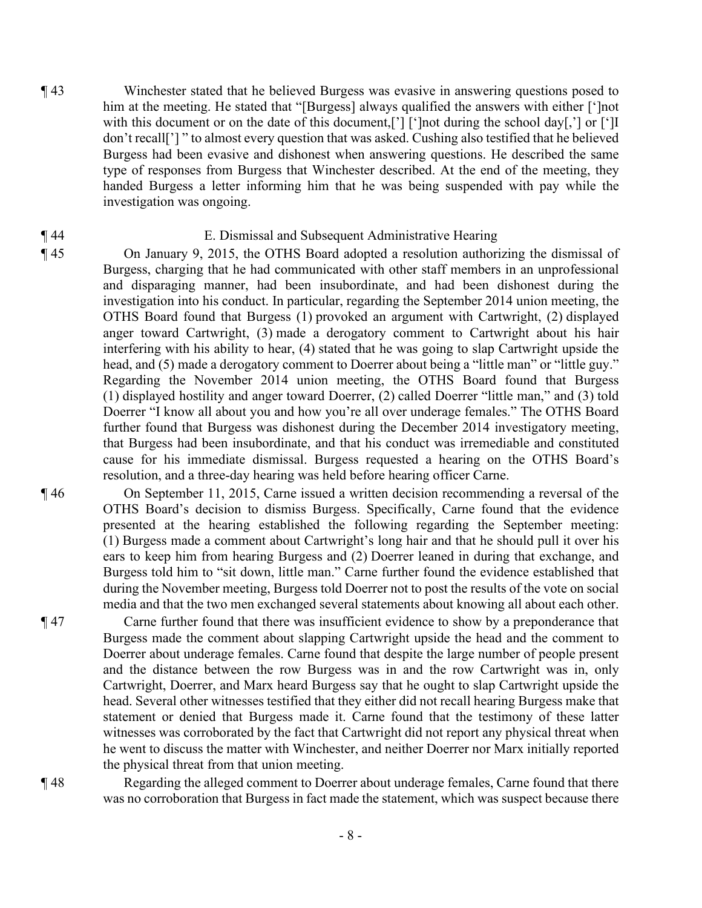¶ 43 Winchester stated that he believed Burgess was evasive in answering questions posed to him at the meeting. He stated that "[Burgess] always qualified the answers with either [']not with this document or on the date of this document,['] [']not during the school day[,'] or [']I don't recall['] " to almost every question that was asked. Cushing also testified that he believed Burgess had been evasive and dishonest when answering questions. He described the same type of responses from Burgess that Winchester described. At the end of the meeting, they handed Burgess a letter informing him that he was being suspended with pay while the investigation was ongoing.

¶ 44 E. Dismissal and Subsequent Administrative Hearing

¶ 45 On January 9, 2015, the OTHS Board adopted a resolution authorizing the dismissal of Burgess, charging that he had communicated with other staff members in an unprofessional and disparaging manner, had been insubordinate, and had been dishonest during the investigation into his conduct. In particular, regarding the September 2014 union meeting, the OTHS Board found that Burgess (1) provoked an argument with Cartwright, (2) displayed anger toward Cartwright, (3) made a derogatory comment to Cartwright about his hair interfering with his ability to hear, (4) stated that he was going to slap Cartwright upside the head, and (5) made a derogatory comment to Doerrer about being a "little man" or "little guy." Regarding the November 2014 union meeting, the OTHS Board found that Burgess (1) displayed hostility and anger toward Doerrer, (2) called Doerrer "little man," and (3) told Doerrer "I know all about you and how you're all over underage females." The OTHS Board further found that Burgess was dishonest during the December 2014 investigatory meeting, that Burgess had been insubordinate, and that his conduct was irremediable and constituted cause for his immediate dismissal. Burgess requested a hearing on the OTHS Board's resolution, and a three-day hearing was held before hearing officer Carne.

¶ 46 On September 11, 2015, Carne issued a written decision recommending a reversal of the OTHS Board's decision to dismiss Burgess. Specifically, Carne found that the evidence presented at the hearing established the following regarding the September meeting: (1) Burgess made a comment about Cartwright's long hair and that he should pull it over his ears to keep him from hearing Burgess and (2) Doerrer leaned in during that exchange, and Burgess told him to "sit down, little man." Carne further found the evidence established that during the November meeting, Burgess told Doerrer not to post the results of the vote on social media and that the two men exchanged several statements about knowing all about each other.

¶ 47 Carne further found that there was insufficient evidence to show by a preponderance that Burgess made the comment about slapping Cartwright upside the head and the comment to Doerrer about underage females. Carne found that despite the large number of people present and the distance between the row Burgess was in and the row Cartwright was in, only Cartwright, Doerrer, and Marx heard Burgess say that he ought to slap Cartwright upside the head. Several other witnesses testified that they either did not recall hearing Burgess make that statement or denied that Burgess made it. Carne found that the testimony of these latter witnesses was corroborated by the fact that Cartwright did not report any physical threat when he went to discuss the matter with Winchester, and neither Doerrer nor Marx initially reported the physical threat from that union meeting.

¶ 48 Regarding the alleged comment to Doerrer about underage females, Carne found that there was no corroboration that Burgess in fact made the statement, which was suspect because there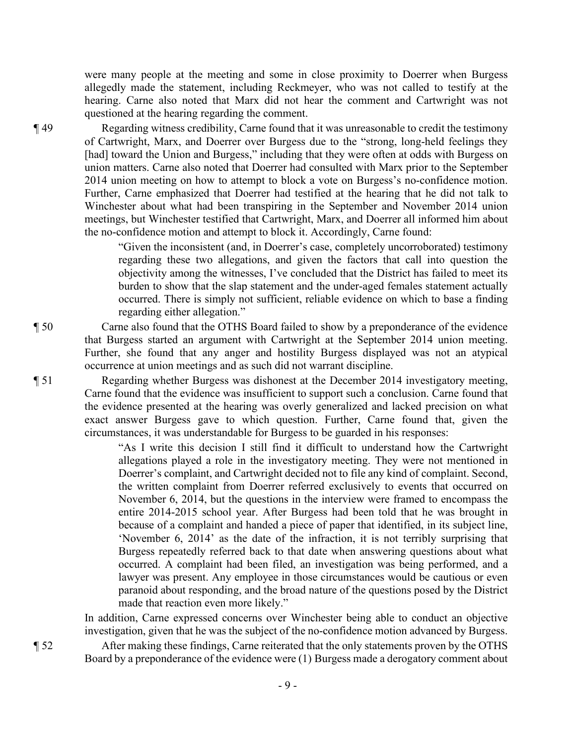were many people at the meeting and some in close proximity to Doerrer when Burgess allegedly made the statement, including Reckmeyer, who was not called to testify at the hearing. Carne also noted that Marx did not hear the comment and Cartwright was not questioned at the hearing regarding the comment.

¶ 49 Regarding witness credibility, Carne found that it was unreasonable to credit the testimony of Cartwright, Marx, and Doerrer over Burgess due to the "strong, long-held feelings they [had] toward the Union and Burgess," including that they were often at odds with Burgess on union matters. Carne also noted that Doerrer had consulted with Marx prior to the September 2014 union meeting on how to attempt to block a vote on Burgess's no-confidence motion. Further, Carne emphasized that Doerrer had testified at the hearing that he did not talk to Winchester about what had been transpiring in the September and November 2014 union meetings, but Winchester testified that Cartwright, Marx, and Doerrer all informed him about the no-confidence motion and attempt to block it. Accordingly, Carne found:

> "Given the inconsistent (and, in Doerrer's case, completely uncorroborated) testimony regarding these two allegations, and given the factors that call into question the objectivity among the witnesses, I've concluded that the District has failed to meet its burden to show that the slap statement and the under-aged females statement actually occurred. There is simply not sufficient, reliable evidence on which to base a finding regarding either allegation."

¶ 50 Carne also found that the OTHS Board failed to show by a preponderance of the evidence that Burgess started an argument with Cartwright at the September 2014 union meeting. Further, she found that any anger and hostility Burgess displayed was not an atypical occurrence at union meetings and as such did not warrant discipline.

¶ 51 Regarding whether Burgess was dishonest at the December 2014 investigatory meeting, Carne found that the evidence was insufficient to support such a conclusion. Carne found that the evidence presented at the hearing was overly generalized and lacked precision on what exact answer Burgess gave to which question. Further, Carne found that, given the circumstances, it was understandable for Burgess to be guarded in his responses:

> "As I write this decision I still find it difficult to understand how the Cartwright allegations played a role in the investigatory meeting. They were not mentioned in Doerrer's complaint, and Cartwright decided not to file any kind of complaint. Second, the written complaint from Doerrer referred exclusively to events that occurred on November 6, 2014, but the questions in the interview were framed to encompass the entire 2014-2015 school year. After Burgess had been told that he was brought in because of a complaint and handed a piece of paper that identified, in its subject line, 'November 6, 2014' as the date of the infraction, it is not terribly surprising that Burgess repeatedly referred back to that date when answering questions about what occurred. A complaint had been filed, an investigation was being performed, and a lawyer was present. Any employee in those circumstances would be cautious or even paranoid about responding, and the broad nature of the questions posed by the District made that reaction even more likely."

In addition, Carne expressed concerns over Winchester being able to conduct an objective investigation, given that he was the subject of the no-confidence motion advanced by Burgess.

¶ 52 After making these findings, Carne reiterated that the only statements proven by the OTHS Board by a preponderance of the evidence were (1) Burgess made a derogatory comment about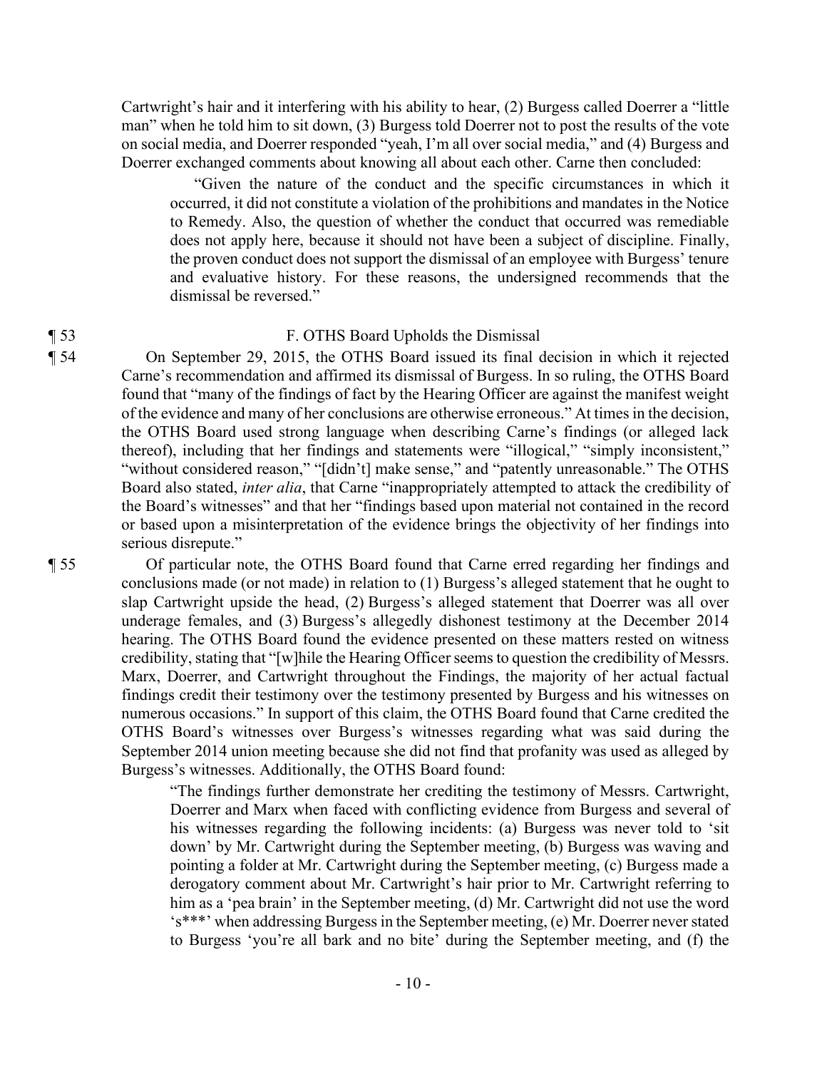Cartwright's hair and it interfering with his ability to hear, (2) Burgess called Doerrer a "little man" when he told him to sit down, (3) Burgess told Doerrer not to post the results of the vote on social media, and Doerrer responded "yeah, I'm all over social media," and (4) Burgess and Doerrer exchanged comments about knowing all about each other. Carne then concluded:

> "Given the nature of the conduct and the specific circumstances in which it occurred, it did not constitute a violation of the prohibitions and mandates in the Notice to Remedy. Also, the question of whether the conduct that occurred was remediable does not apply here, because it should not have been a subject of discipline. Finally, the proven conduct does not support the dismissal of an employee with Burgess' tenure and evaluative history. For these reasons, the undersigned recommends that the dismissal be reversed."

¶ 53 F. OTHS Board Upholds the Dismissal

¶ 54 On September 29, 2015, the OTHS Board issued its final decision in which it rejected Carne's recommendation and affirmed its dismissal of Burgess. In so ruling, the OTHS Board found that "many of the findings of fact by the Hearing Officer are against the manifest weight of the evidence and many of her conclusions are otherwise erroneous." At times in the decision, the OTHS Board used strong language when describing Carne's findings (or alleged lack thereof), including that her findings and statements were "illogical," "simply inconsistent," "without considered reason," "[didn't] make sense," and "patently unreasonable." The OTHS Board also stated, *inter alia*, that Carne "inappropriately attempted to attack the credibility of the Board's witnesses" and that her "findings based upon material not contained in the record or based upon a misinterpretation of the evidence brings the objectivity of her findings into serious disrepute."

¶ 55 Of particular note, the OTHS Board found that Carne erred regarding her findings and conclusions made (or not made) in relation to (1) Burgess's alleged statement that he ought to slap Cartwright upside the head, (2) Burgess's alleged statement that Doerrer was all over underage females, and (3) Burgess's allegedly dishonest testimony at the December 2014 hearing. The OTHS Board found the evidence presented on these matters rested on witness credibility, stating that "[w]hile the Hearing Officer seems to question the credibility of Messrs. Marx, Doerrer, and Cartwright throughout the Findings, the majority of her actual factual findings credit their testimony over the testimony presented by Burgess and his witnesses on numerous occasions." In support of this claim, the OTHS Board found that Carne credited the OTHS Board's witnesses over Burgess's witnesses regarding what was said during the September 2014 union meeting because she did not find that profanity was used as alleged by Burgess's witnesses. Additionally, the OTHS Board found:

> "The findings further demonstrate her crediting the testimony of Messrs. Cartwright, Doerrer and Marx when faced with conflicting evidence from Burgess and several of his witnesses regarding the following incidents: (a) Burgess was never told to 'sit down' by Mr. Cartwright during the September meeting, (b) Burgess was waving and pointing a folder at Mr. Cartwright during the September meeting, (c) Burgess made a derogatory comment about Mr. Cartwright's hair prior to Mr. Cartwright referring to him as a 'pea brain' in the September meeting, (d) Mr. Cartwright did not use the word 's***' when addressing Burgess in the September meeting, (e) Mr. Doerrer never stated to Burgess 'you're all bark and no bite' during the September meeting, and (f) the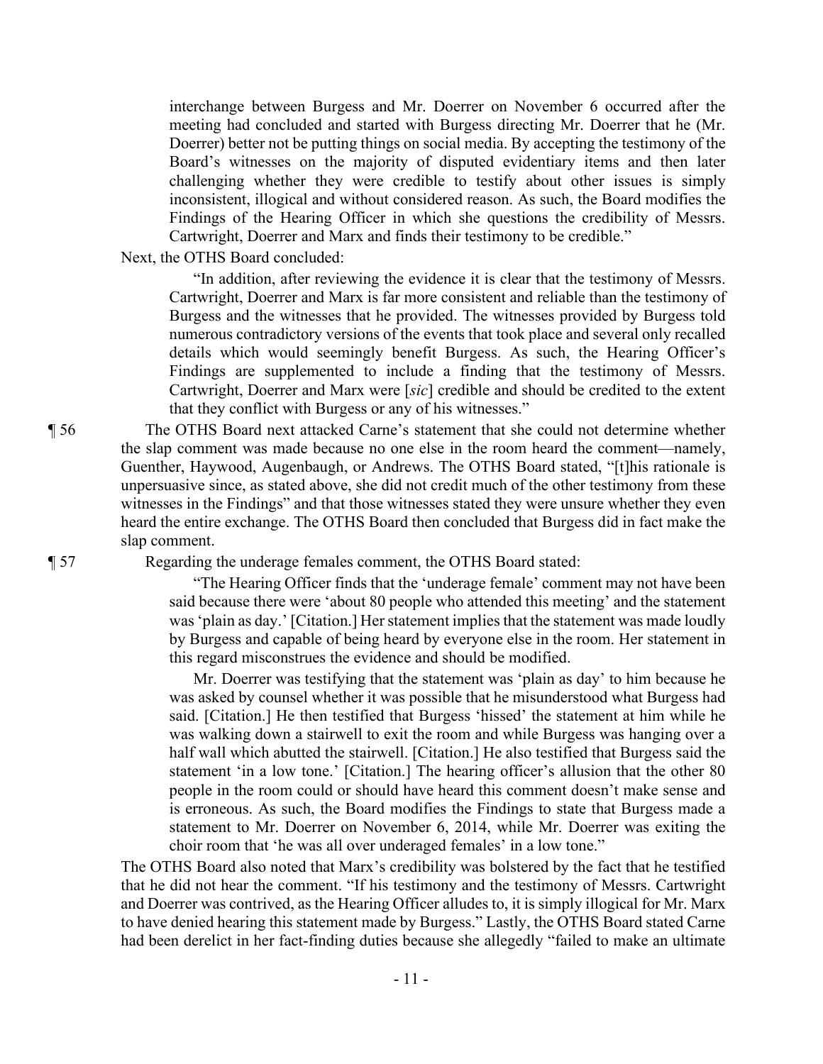interchange between Burgess and Mr. Doerrer on November 6 occurred after the meeting had concluded and started with Burgess directing Mr. Doerrer that he (Mr. Doerrer) better not be putting things on social media. By accepting the testimony of the Board's witnesses on the majority of disputed evidentiary items and then later challenging whether they were credible to testify about other issues is simply inconsistent, illogical and without considered reason. As such, the Board modifies the Findings of the Hearing Officer in which she questions the credibility of Messrs. Cartwright, Doerrer and Marx and finds their testimony to be credible."

Next, the OTHS Board concluded:

> "In addition, after reviewing the evidence it is clear that the testimony of Messrs. Cartwright, Doerrer and Marx is far more consistent and reliable than the testimony of Burgess and the witnesses that he provided. The witnesses provided by Burgess told numerous contradictory versions of the events that took place and several only recalled details which would seemingly benefit Burgess. As such, the Hearing Officer's Findings are supplemented to include a finding that the testimony of Messrs. Cartwright, Doerrer and Marx were [*sic*] credible and should be credited to the extent that they conflict with Burgess or any of his witnesses."

¶ 56 The OTHS Board next attacked Carne's statement that she could not determine whether the slap comment was made because no one else in the room heard the comment—namely, Guenther, Haywood, Augenbaugh, or Andrews. The OTHS Board stated, "[t]his rationale is unpersuasive since, as stated above, she did not credit much of the other testimony from these witnesses in the Findings" and that those witnesses stated they were unsure whether they even heard the entire exchange. The OTHS Board then concluded that Burgess did in fact make the slap comment.

¶ 57 Regarding the underage females comment, the OTHS Board stated:

> "The Hearing Officer finds that the 'underage female' comment may not have been said because there were 'about 80 people who attended this meeting' and the statement was 'plain as day.' [Citation.] Her statement implies that the statement was made loudly by Burgess and capable of being heard by everyone else in the room. Her statement in this regard misconstrues the evidence and should be modified.
>
> Mr. Doerrer was testifying that the statement was 'plain as day' to him because he was asked by counsel whether it was possible that he misunderstood what Burgess had said. [Citation.] He then testified that Burgess 'hissed' the statement at him while he was walking down a stairwell to exit the room and while Burgess was hanging over a half wall which abutted the stairwell. [Citation.] He also testified that Burgess said the statement 'in a low tone.' [Citation.] The hearing officer's allusion that the other 80 people in the room could or should have heard this comment doesn't make sense and is erroneous. As such, the Board modifies the Findings to state that Burgess made a statement to Mr. Doerrer on November 6, 2014, while Mr. Doerrer was exiting the choir room that 'he was all over underaged females' in a low tone."

The OTHS Board also noted that Marx's credibility was bolstered by the fact that he testified that he did not hear the comment. "If his testimony and the testimony of Messrs. Cartwright and Doerrer was contrived, as the Hearing Officer alludes to, it is simply illogical for Mr. Marx to have denied hearing this statement made by Burgess." Lastly, the OTHS Board stated Carne had been derelict in her fact-finding duties because she allegedly "failed to make an ultimate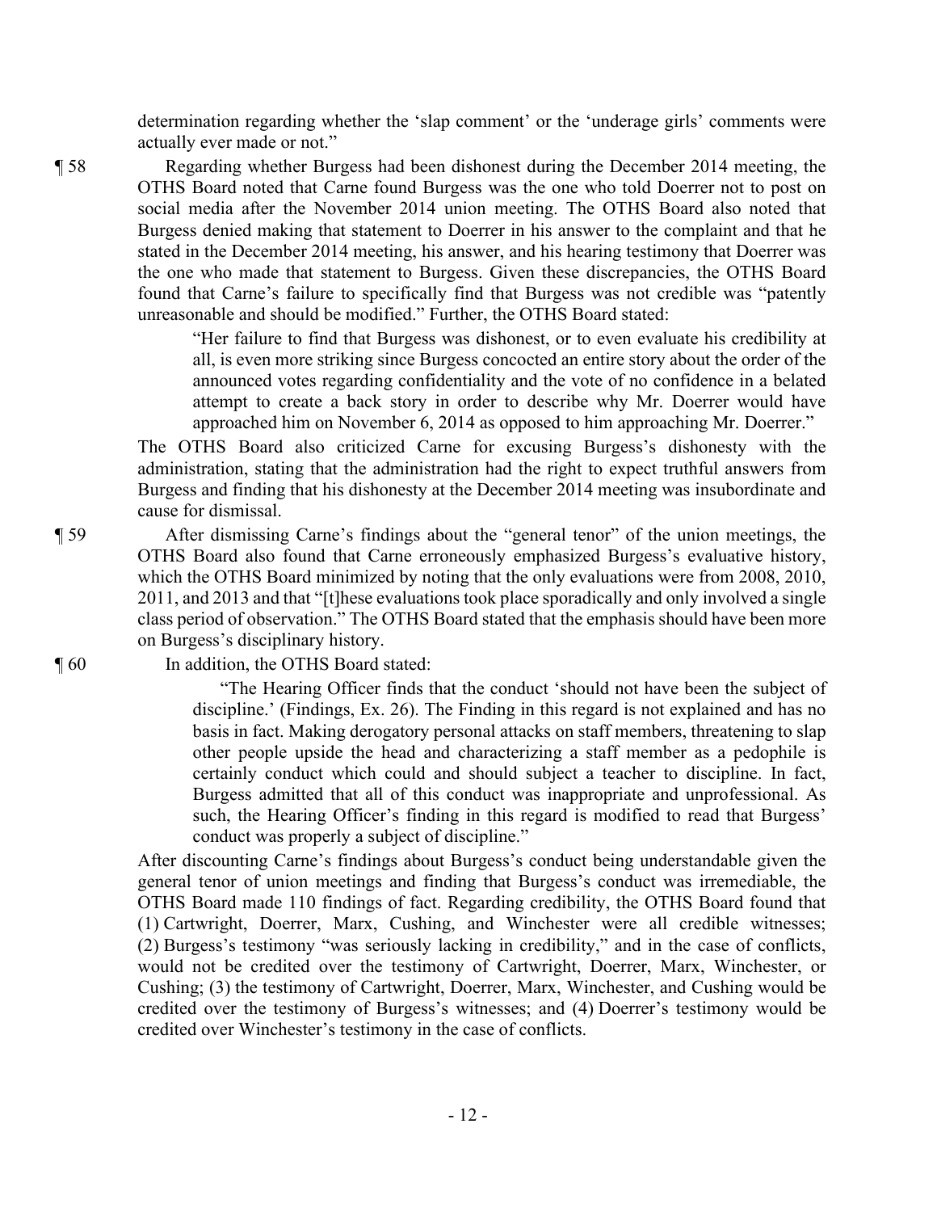determination regarding whether the 'slap comment' or the 'underage girls' comments were actually ever made or not."

¶ 58 Regarding whether Burgess had been dishonest during the December 2014 meeting, the OTHS Board noted that Carne found Burgess was the one who told Doerrer not to post on social media after the November 2014 union meeting. The OTHS Board also noted that Burgess denied making that statement to Doerrer in his answer to the complaint and that he stated in the December 2014 meeting, his answer, and his hearing testimony that Doerrer was the one who made that statement to Burgess. Given these discrepancies, the OTHS Board found that Carne's failure to specifically find that Burgess was not credible was "patently unreasonable and should be modified." Further, the OTHS Board stated:

> "Her failure to find that Burgess was dishonest, or to even evaluate his credibility at all, is even more striking since Burgess concocted an entire story about the order of the announced votes regarding confidentiality and the vote of no confidence in a belated attempt to create a back story in order to describe why Mr. Doerrer would have approached him on November 6, 2014 as opposed to him approaching Mr. Doerrer."

The OTHS Board also criticized Carne for excusing Burgess's dishonesty with the administration, stating that the administration had the right to expect truthful answers from Burgess and finding that his dishonesty at the December 2014 meeting was insubordinate and cause for dismissal.

¶ 59 After dismissing Carne's findings about the "general tenor" of the union meetings, the OTHS Board also found that Carne erroneously emphasized Burgess's evaluative history, which the OTHS Board minimized by noting that the only evaluations were from 2008, 2010, 2011, and 2013 and that "[t]hese evaluations took place sporadically and only involved a single class period of observation." The OTHS Board stated that the emphasis should have been more on Burgess's disciplinary history.

¶ 60 In addition, the OTHS Board stated:

> "The Hearing Officer finds that the conduct 'should not have been the subject of discipline.' (Findings, Ex. 26). The Finding in this regard is not explained and has no basis in fact. Making derogatory personal attacks on staff members, threatening to slap other people upside the head and characterizing a staff member as a pedophile is certainly conduct which could and should subject a teacher to discipline. In fact, Burgess admitted that all of this conduct was inappropriate and unprofessional. As such, the Hearing Officer's finding in this regard is modified to read that Burgess' conduct was properly a subject of discipline."

After discounting Carne's findings about Burgess's conduct being understandable given the general tenor of union meetings and finding that Burgess's conduct was irremediable, the OTHS Board made 110 findings of fact. Regarding credibility, the OTHS Board found that (1) Cartwright, Doerrer, Marx, Cushing, and Winchester were all credible witnesses; (2) Burgess's testimony "was seriously lacking in credibility," and in the case of conflicts, would not be credited over the testimony of Cartwright, Doerrer, Marx, Winchester, or Cushing; (3) the testimony of Cartwright, Doerrer, Marx, Winchester, and Cushing would be credited over the testimony of Burgess's witnesses; and (4) Doerrer's testimony would be credited over Winchester's testimony in the case of conflicts.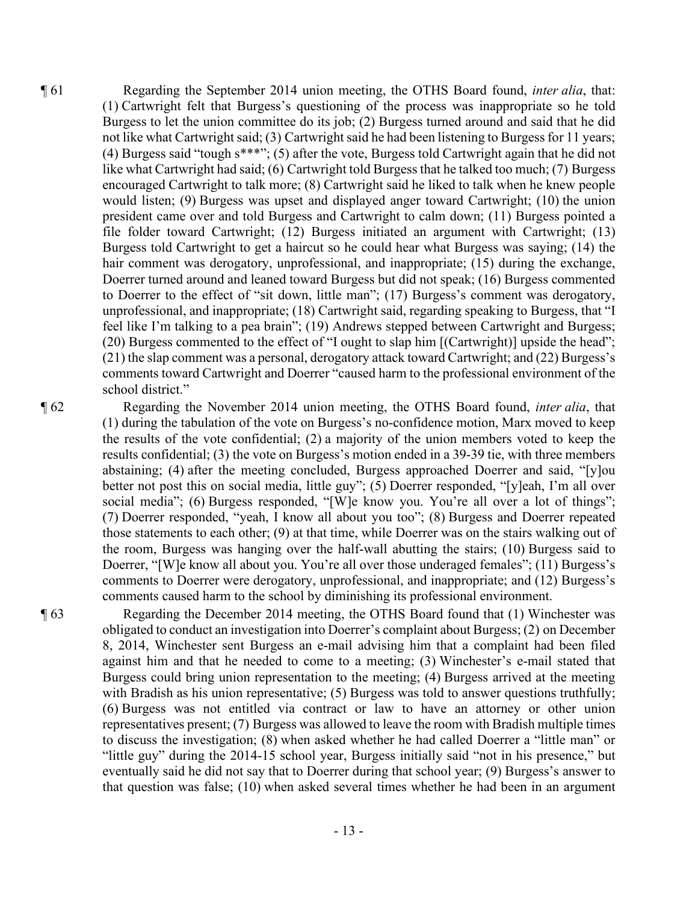¶ 61 Regarding the September 2014 union meeting, the OTHS Board found, *inter alia*, that: (1) Cartwright felt that Burgess's questioning of the process was inappropriate so he told Burgess to let the union committee do its job; (2) Burgess turned around and said that he did not like what Cartwright said; (3) Cartwright said he had been listening to Burgess for 11 years; (4) Burgess said "tough s***"; (5) after the vote, Burgess told Cartwright again that he did not like what Cartwright had said; (6) Cartwright told Burgess that he talked too much; (7) Burgess encouraged Cartwright to talk more; (8) Cartwright said he liked to talk when he knew people would listen; (9) Burgess was upset and displayed anger toward Cartwright; (10) the union president came over and told Burgess and Cartwright to calm down; (11) Burgess pointed a file folder toward Cartwright; (12) Burgess initiated an argument with Cartwright; (13) Burgess told Cartwright to get a haircut so he could hear what Burgess was saying; (14) the hair comment was derogatory, unprofessional, and inappropriate; (15) during the exchange, Doerrer turned around and leaned toward Burgess but did not speak; (16) Burgess commented to Doerrer to the effect of "sit down, little man"; (17) Burgess's comment was derogatory, unprofessional, and inappropriate; (18) Cartwright said, regarding speaking to Burgess, that "I feel like I'm talking to a pea brain"; (19) Andrews stepped between Cartwright and Burgess; (20) Burgess commented to the effect of "I ought to slap him [(Cartwright)] upside the head"; (21) the slap comment was a personal, derogatory attack toward Cartwright; and (22) Burgess's comments toward Cartwright and Doerrer "caused harm to the professional environment of the school district."

¶ 62 Regarding the November 2014 union meeting, the OTHS Board found, *inter alia*, that (1) during the tabulation of the vote on Burgess's no-confidence motion, Marx moved to keep the results of the vote confidential; (2) a majority of the union members voted to keep the results confidential; (3) the vote on Burgess's motion ended in a 39-39 tie, with three members abstaining; (4) after the meeting concluded, Burgess approached Doerrer and said, "[y]ou better not post this on social media, little guy"; (5) Doerrer responded, "[y]eah, I'm all over social media"; (6) Burgess responded, "[W]e know you. You're all over a lot of things"; (7) Doerrer responded, "yeah, I know all about you too"; (8) Burgess and Doerrer repeated those statements to each other; (9) at that time, while Doerrer was on the stairs walking out of the room, Burgess was hanging over the half-wall abutting the stairs; (10) Burgess said to Doerrer, "[W]e know all about you. You're all over those underaged females"; (11) Burgess's comments to Doerrer were derogatory, unprofessional, and inappropriate; and (12) Burgess's comments caused harm to the school by diminishing its professional environment.

¶ 63 Regarding the December 2014 meeting, the OTHS Board found that (1) Winchester was obligated to conduct an investigation into Doerrer's complaint about Burgess; (2) on December 8, 2014, Winchester sent Burgess an e-mail advising him that a complaint had been filed against him and that he needed to come to a meeting; (3) Winchester's e-mail stated that Burgess could bring union representation to the meeting; (4) Burgess arrived at the meeting with Bradish as his union representative; (5) Burgess was told to answer questions truthfully; (6) Burgess was not entitled via contract or law to have an attorney or other union representatives present; (7) Burgess was allowed to leave the room with Bradish multiple times to discuss the investigation; (8) when asked whether he had called Doerrer a "little man" or "little guy" during the 2014-15 school year, Burgess initially said "not in his presence," but eventually said he did not say that to Doerrer during that school year; (9) Burgess's answer to that question was false; (10) when asked several times whether he had been in an argument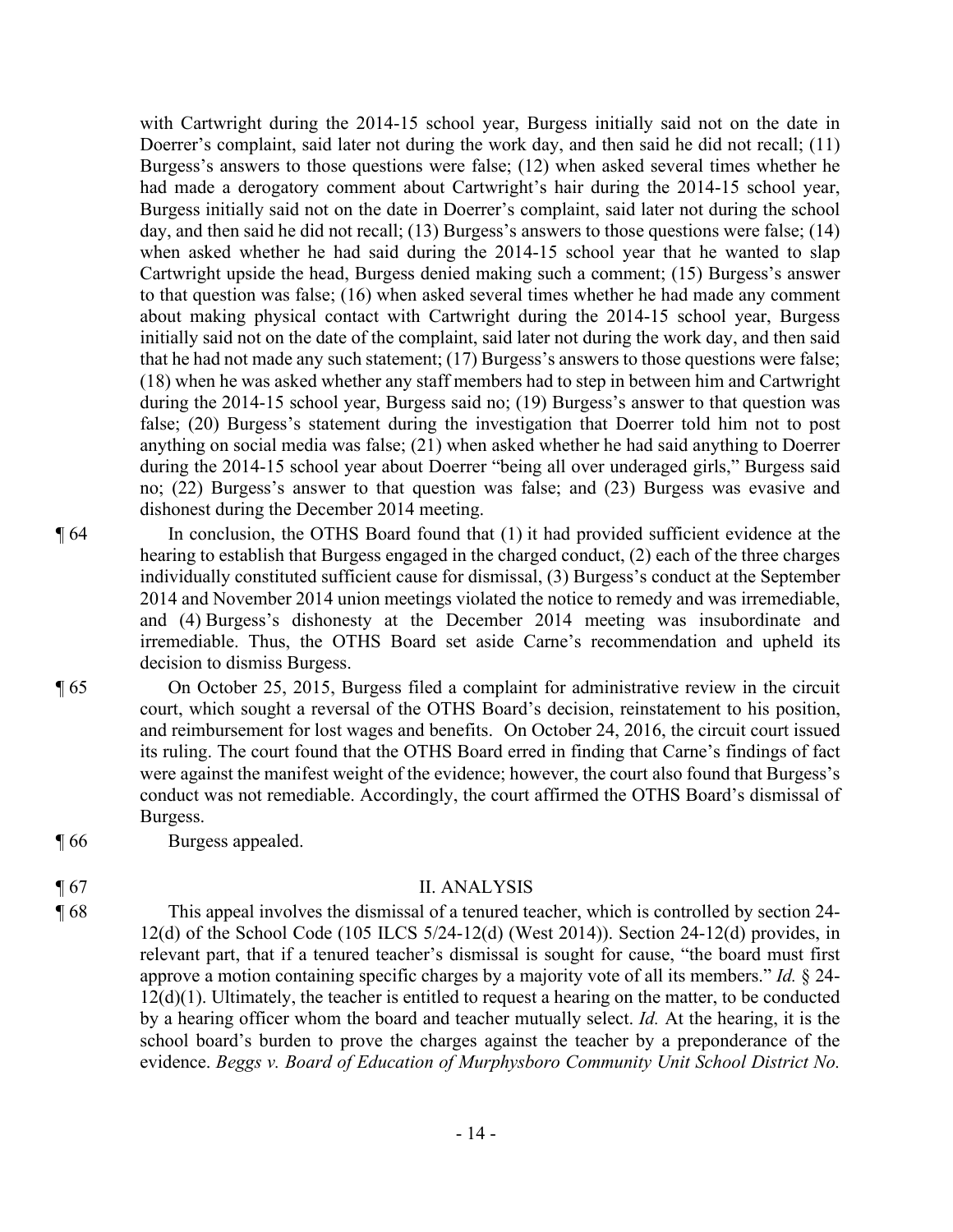with Cartwright during the 2014-15 school year, Burgess initially said not on the date in Doerrer's complaint, said later not during the work day, and then said he did not recall; (11) Burgess's answers to those questions were false; (12) when asked several times whether he had made a derogatory comment about Cartwright's hair during the 2014-15 school year, Burgess initially said not on the date in Doerrer's complaint, said later not during the school day, and then said he did not recall; (13) Burgess's answers to those questions were false; (14) when asked whether he had said during the 2014-15 school year that he wanted to slap Cartwright upside the head, Burgess denied making such a comment; (15) Burgess's answer to that question was false; (16) when asked several times whether he had made any comment about making physical contact with Cartwright during the 2014-15 school year, Burgess initially said not on the date of the complaint, said later not during the work day, and then said that he had not made any such statement; (17) Burgess's answers to those questions were false; (18) when he was asked whether any staff members had to step in between him and Cartwright during the 2014-15 school year, Burgess said no; (19) Burgess's answer to that question was false; (20) Burgess's statement during the investigation that Doerrer told him not to post anything on social media was false; (21) when asked whether he had said anything to Doerrer during the 2014-15 school year about Doerrer "being all over underaged girls," Burgess said no; (22) Burgess's answer to that question was false; and (23) Burgess was evasive and dishonest during the December 2014 meeting.

¶ 64 In conclusion, the OTHS Board found that (1) it had provided sufficient evidence at the hearing to establish that Burgess engaged in the charged conduct, (2) each of the three charges individually constituted sufficient cause for dismissal, (3) Burgess's conduct at the September 2014 and November 2014 union meetings violated the notice to remedy and was irremediable, and (4) Burgess's dishonesty at the December 2014 meeting was insubordinate and irremediable. Thus, the OTHS Board set aside Carne's recommendation and upheld its decision to dismiss Burgess.

¶ 65 On October 25, 2015, Burgess filed a complaint for administrative review in the circuit court, which sought a reversal of the OTHS Board's decision, reinstatement to his position, and reimbursement for lost wages and benefits. On October 24, 2016, the circuit court issued its ruling. The court found that the OTHS Board erred in finding that Carne's findings of fact were against the manifest weight of the evidence; however, the court also found that Burgess's conduct was not remediable. Accordingly, the court affirmed the OTHS Board's dismissal of Burgess.

¶ 66 Burgess appealed.

## ¶ 67 II. ANALYSIS

¶ 68 This appeal involves the dismissal of a tenured teacher, which is controlled by section 24-12(d) of the School Code (105 ILCS 5/24-12(d) (West 2014)). Section 24-12(d) provides, in relevant part, that if a tenured teacher's dismissal is sought for cause, "the board must first approve a motion containing specific charges by a majority vote of all its members." *Id.* § 24-12(d)(1). Ultimately, the teacher is entitled to request a hearing on the matter, to be conducted by a hearing officer whom the board and teacher mutually select. *Id.* At the hearing, it is the school board's burden to prove the charges against the teacher by a preponderance of the evidence. *Beggs v. Board of Education of Murphysboro Community Unit School District No.*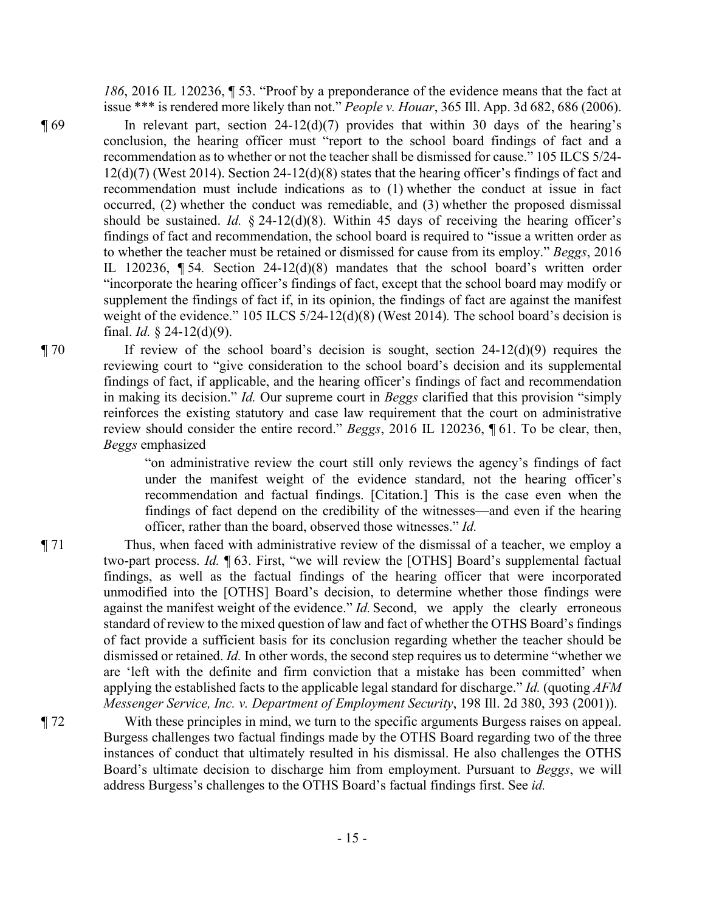*186*, 2016 IL 120236, ¶ 53. "Proof by a preponderance of the evidence means that the fact at issue *** is rendered more likely than not." *People v. Houar*, 365 Ill. App. 3d 682, 686 (2006).

¶ 69 In relevant part, section 24-12(d)(7) provides that within 30 days of the hearing's conclusion, the hearing officer must "report to the school board findings of fact and a recommendation as to whether or not the teacher shall be dismissed for cause." 105 ILCS 5/24-12(d)(7) (West 2014). Section 24-12(d)(8) states that the hearing officer's findings of fact and recommendation must include indications as to (1) whether the conduct at issue in fact occurred, (2) whether the conduct was remediable, and (3) whether the proposed dismissal should be sustained. *Id.* § 24-12(d)(8). Within 45 days of receiving the hearing officer's findings of fact and recommendation, the school board is required to "issue a written order as to whether the teacher must be retained or dismissed for cause from its employ." *Beggs*, 2016 IL 120236, ¶ 54. Section 24-12(d)(8) mandates that the school board's written order "incorporate the hearing officer's findings of fact, except that the school board may modify or supplement the findings of fact if, in its opinion, the findings of fact are against the manifest weight of the evidence." 105 ILCS 5/24-12(d)(8) (West 2014). The school board's decision is final. *Id.* § 24-12(d)(9).

¶ 70 If review of the school board's decision is sought, section 24-12(d)(9) requires the reviewing court to "give consideration to the school board's decision and its supplemental findings of fact, if applicable, and the hearing officer's findings of fact and recommendation in making its decision." *Id.* Our supreme court in *Beggs* clarified that this provision "simply reinforces the existing statutory and case law requirement that the court on administrative review should consider the entire record." *Beggs*, 2016 IL 120236, ¶ 61. To be clear, then, *Beggs* emphasized

> "on administrative review the court still only reviews the agency's findings of fact under the manifest weight of the evidence standard, not the hearing officer's recommendation and factual findings. [Citation.] This is the case even when the findings of fact depend on the credibility of the witnesses—and even if the hearing officer, rather than the board, observed those witnesses." *Id.*

¶ 71 Thus, when faced with administrative review of the dismissal of a teacher, we employ a two-part process. *Id.* ¶ 63. First, "we will review the [OTHS] Board's supplemental factual findings, as well as the factual findings of the hearing officer that were incorporated unmodified into the [OTHS] Board's decision, to determine whether those findings were against the manifest weight of the evidence." *Id.* Second, we apply the clearly erroneous standard of review to the mixed question of law and fact of whether the OTHS Board's findings of fact provide a sufficient basis for its conclusion regarding whether the teacher should be dismissed or retained. *Id.* In other words, the second step requires us to determine "whether we are 'left with the definite and firm conviction that a mistake has been committed' when applying the established facts to the applicable legal standard for discharge." *Id.* (quoting *AFM Messenger Service, Inc. v. Department of Employment Security*, 198 Ill. 2d 380, 393 (2001)).

¶ 72 With these principles in mind, we turn to the specific arguments Burgess raises on appeal. Burgess challenges two factual findings made by the OTHS Board regarding two of the three instances of conduct that ultimately resulted in his dismissal. He also challenges the OTHS Board's ultimate decision to discharge him from employment. Pursuant to *Beggs*, we will address Burgess's challenges to the OTHS Board's factual findings first. See *id.*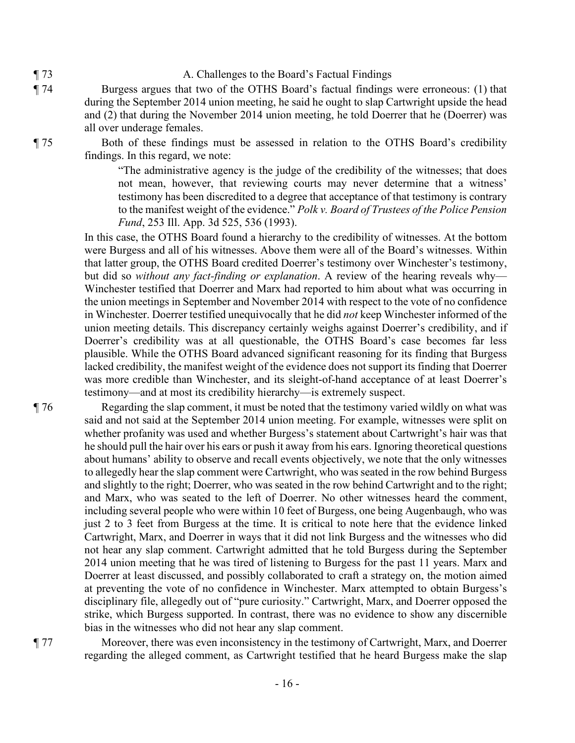¶ 73 A. Challenges to the Board's Factual Findings

¶ 74 Burgess argues that two of the OTHS Board's factual findings were erroneous: (1) that during the September 2014 union meeting, he said he ought to slap Cartwright upside the head and (2) that during the November 2014 union meeting, he told Doerrer that he (Doerrer) was all over underage females.

¶ 75 Both of these findings must be assessed in relation to the OTHS Board's credibility findings. In this regard, we note:

> "The administrative agency is the judge of the credibility of the witnesses; that does not mean, however, that reviewing courts may never determine that a witness' testimony has been discredited to a degree that acceptance of that testimony is contrary to the manifest weight of the evidence." *Polk v. Board of Trustees of the Police Pension Fund*, 253 Ill. App. 3d 525, 536 (1993).

In this case, the OTHS Board found a hierarchy to the credibility of witnesses. At the bottom were Burgess and all of his witnesses. Above them were all of the Board's witnesses. Within that latter group, the OTHS Board credited Doerrer's testimony over Winchester's testimony, but did so *without any fact-finding or explanation*. A review of the hearing reveals why—Winchester testified that Doerrer and Marx had reported to him about what was occurring in the union meetings in September and November 2014 with respect to the vote of no confidence in Winchester. Doerrer testified unequivocally that he did *not* keep Winchester informed of the union meeting details. This discrepancy certainly weighs against Doerrer's credibility, and if Doerrer's credibility was at all questionable, the OTHS Board's case becomes far less plausible. While the OTHS Board advanced significant reasoning for its finding that Burgess lacked credibility, the manifest weight of the evidence does not support its finding that Doerrer was more credible than Winchester, and its sleight-of-hand acceptance of at least Doerrer's testimony—and at most its credibility hierarchy—is extremely suspect.

¶ 76 Regarding the slap comment, it must be noted that the testimony varied wildly on what was said and not said at the September 2014 union meeting. For example, witnesses were split on whether profanity was used and whether Burgess's statement about Cartwright's hair was that he should pull the hair over his ears or push it away from his ears. Ignoring theoretical questions about humans' ability to observe and recall events objectively, we note that the only witnesses to allegedly hear the slap comment were Cartwright, who was seated in the row behind Burgess and slightly to the right; Doerrer, who was seated in the row behind Cartwright and to the right; and Marx, who was seated to the left of Doerrer. No other witnesses heard the comment, including several people who were within 10 feet of Burgess, one being Augenbaugh, who was just 2 to 3 feet from Burgess at the time. It is critical to note here that the evidence linked Cartwright, Marx, and Doerrer in ways that it did not link Burgess and the witnesses who did not hear any slap comment. Cartwright admitted that he told Burgess during the September 2014 union meeting that he was tired of listening to Burgess for the past 11 years. Marx and Doerrer at least discussed, and possibly collaborated to craft a strategy on, the motion aimed at preventing the vote of no confidence in Winchester. Marx attempted to obtain Burgess's disciplinary file, allegedly out of "pure curiosity." Cartwright, Marx, and Doerrer opposed the strike, which Burgess supported. In contrast, there was no evidence to show any discernible bias in the witnesses who did not hear any slap comment.

¶ 77 Moreover, there was even inconsistency in the testimony of Cartwright, Marx, and Doerrer regarding the alleged comment, as Cartwright testified that he heard Burgess make the slap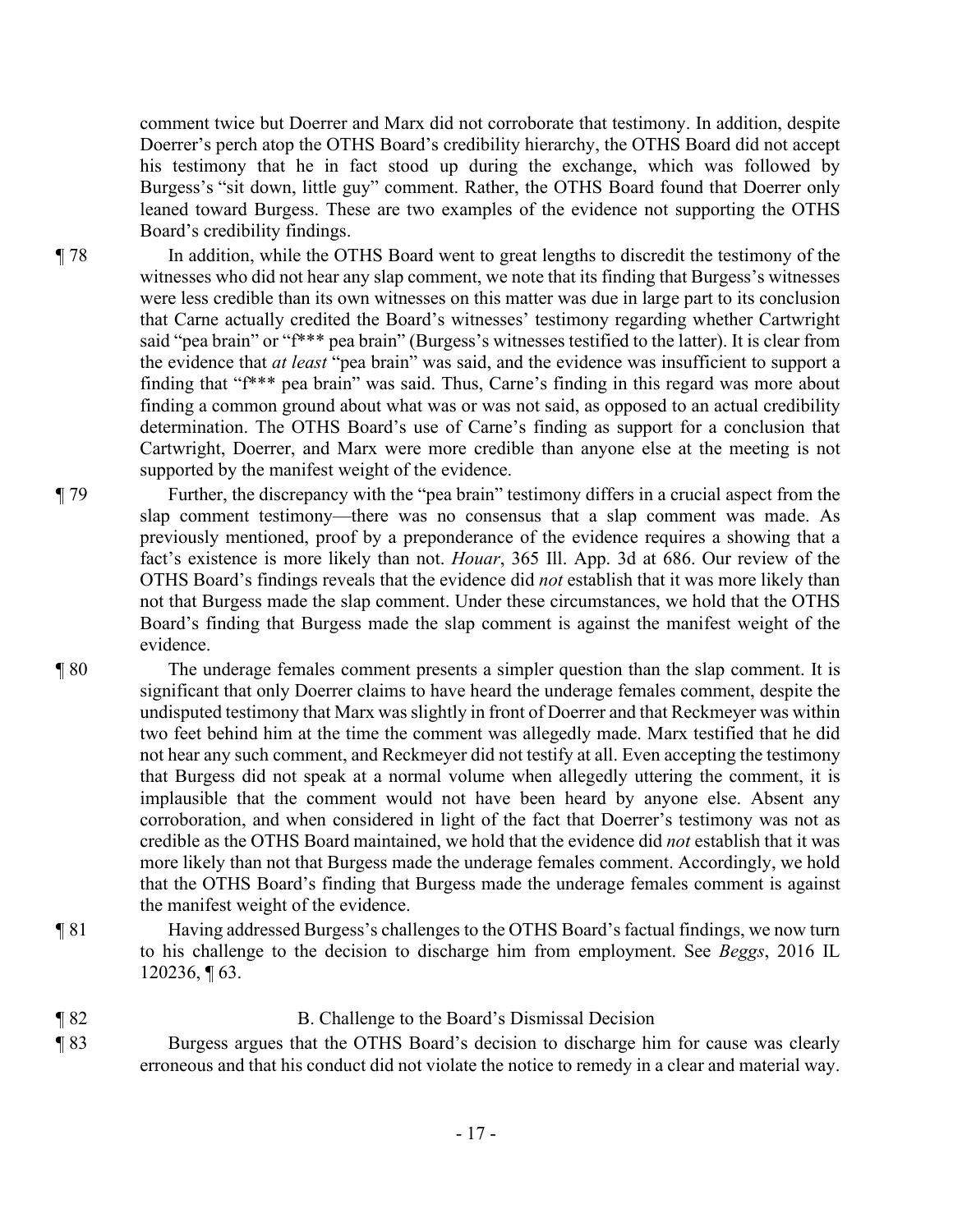comment twice but Doerrer and Marx did not corroborate that testimony. In addition, despite Doerrer's perch atop the OTHS Board's credibility hierarchy, the OTHS Board did not accept his testimony that he in fact stood up during the exchange, which was followed by Burgess's "sit down, little guy" comment. Rather, the OTHS Board found that Doerrer only leaned toward Burgess. These are two examples of the evidence not supporting the OTHS Board's credibility findings.

¶ 78 In addition, while the OTHS Board went to great lengths to discredit the testimony of the witnesses who did not hear any slap comment, we note that its finding that Burgess's witnesses were less credible than its own witnesses on this matter was due in large part to its conclusion that Carne actually credited the Board's witnesses' testimony regarding whether Cartwright said "pea brain" or "f*** pea brain" (Burgess's witnesses testified to the latter). It is clear from the evidence that *at least* "pea brain" was said, and the evidence was insufficient to support a finding that "f*** pea brain" was said. Thus, Carne's finding in this regard was more about finding a common ground about what was or was not said, as opposed to an actual credibility determination. The OTHS Board's use of Carne's finding as support for a conclusion that Cartwright, Doerrer, and Marx were more credible than anyone else at the meeting is not supported by the manifest weight of the evidence.

¶ 79 Further, the discrepancy with the "pea brain" testimony differs in a crucial aspect from the slap comment testimony—there was no consensus that a slap comment was made. As previously mentioned, proof by a preponderance of the evidence requires a showing that a fact's existence is more likely than not. *Houar*, 365 Ill. App. 3d at 686. Our review of the OTHS Board's findings reveals that the evidence did *not* establish that it was more likely than not that Burgess made the slap comment. Under these circumstances, we hold that the OTHS Board's finding that Burgess made the slap comment is against the manifest weight of the evidence.

¶ 80 The underage females comment presents a simpler question than the slap comment. It is significant that only Doerrer claims to have heard the underage females comment, despite the undisputed testimony that Marx was slightly in front of Doerrer and that Reckmeyer was within two feet behind him at the time the comment was allegedly made. Marx testified that he did not hear any such comment, and Reckmeyer did not testify at all. Even accepting the testimony that Burgess did not speak at a normal volume when allegedly uttering the comment, it is implausible that the comment would not have been heard by anyone else. Absent any corroboration, and when considered in light of the fact that Doerrer's testimony was not as credible as the OTHS Board maintained, we hold that the evidence did *not* establish that it was more likely than not that Burgess made the underage females comment. Accordingly, we hold that the OTHS Board's finding that Burgess made the underage females comment is against the manifest weight of the evidence.

¶ 81 Having addressed Burgess's challenges to the OTHS Board's factual findings, we now turn to his challenge to the decision to discharge him from employment. See *Beggs*, 2016 IL 120236, ¶ 63.

¶ 82 B. Challenge to the Board's Dismissal Decision

¶ 83 Burgess argues that the OTHS Board's decision to discharge him for cause was clearly erroneous and that his conduct did not violate the notice to remedy in a clear and material way.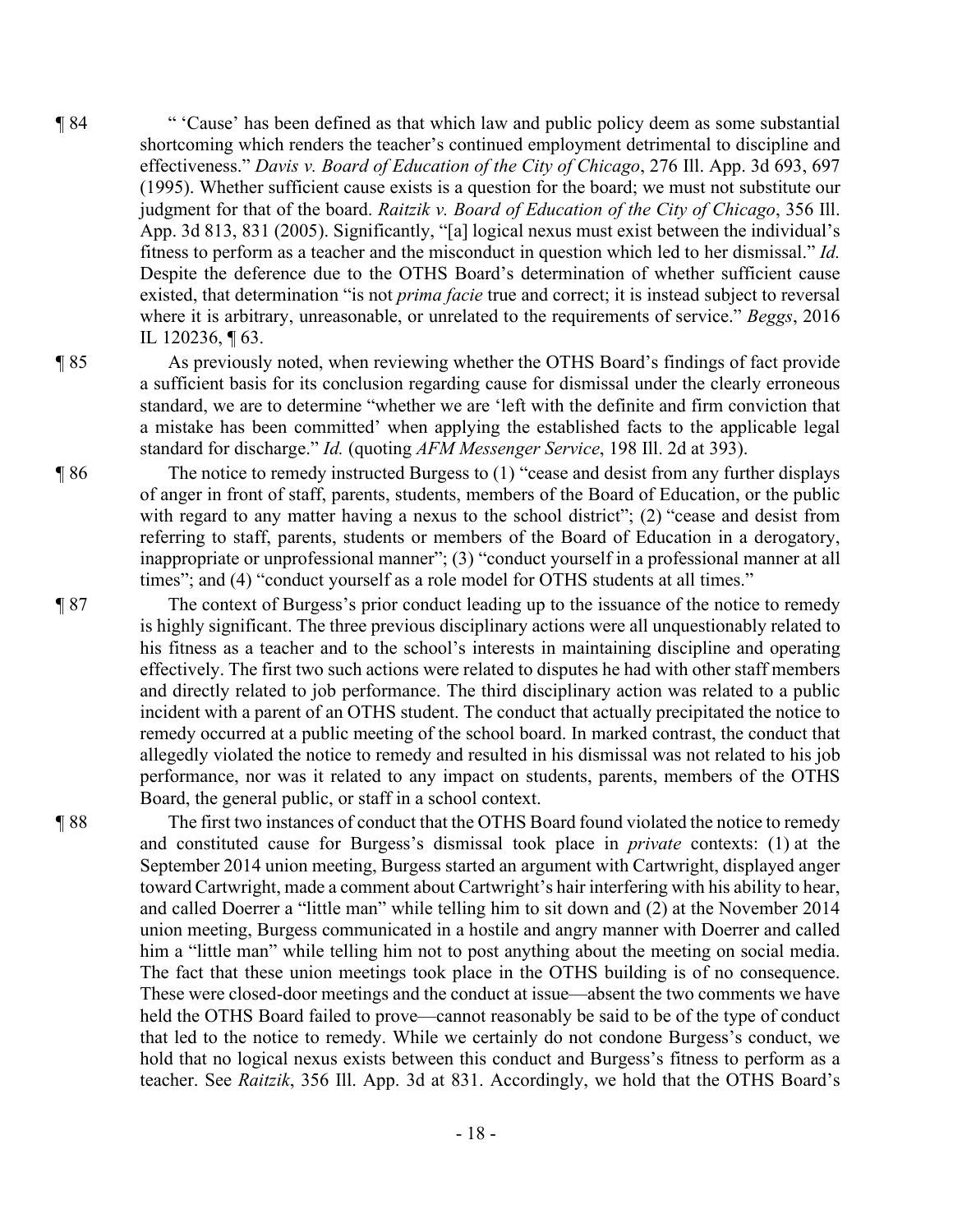¶ 84 " 'Cause' has been defined as that which law and public policy deem as some substantial shortcoming which renders the teacher's continued employment detrimental to discipline and effectiveness." *Davis v. Board of Education of the City of Chicago*, 276 Ill. App. 3d 693, 697 (1995). Whether sufficient cause exists is a question for the board; we must not substitute our judgment for that of the board. *Raitzik v. Board of Education of the City of Chicago*, 356 Ill. App. 3d 813, 831 (2005). Significantly, "[a] logical nexus must exist between the individual's fitness to perform as a teacher and the misconduct in question which led to her dismissal." *Id.* Despite the deference due to the OTHS Board's determination of whether sufficient cause existed, that determination "is not *prima facie* true and correct; it is instead subject to reversal where it is arbitrary, unreasonable, or unrelated to the requirements of service." *Beggs*, 2016 IL 120236, ¶ 63.

¶ 85 As previously noted, when reviewing whether the OTHS Board's findings of fact provide a sufficient basis for its conclusion regarding cause for dismissal under the clearly erroneous standard, we are to determine "whether we are 'left with the definite and firm conviction that a mistake has been committed' when applying the established facts to the applicable legal standard for discharge." *Id.* (quoting *AFM Messenger Service*, 198 Ill. 2d at 393).

¶ 86 The notice to remedy instructed Burgess to (1) "cease and desist from any further displays of anger in front of staff, parents, students, members of the Board of Education, or the public with regard to any matter having a nexus to the school district"; (2) "cease and desist from referring to staff, parents, students or members of the Board of Education in a derogatory, inappropriate or unprofessional manner"; (3) "conduct yourself in a professional manner at all times"; and (4) "conduct yourself as a role model for OTHS students at all times."

¶ 87 The context of Burgess's prior conduct leading up to the issuance of the notice to remedy is highly significant. The three previous disciplinary actions were all unquestionably related to his fitness as a teacher and to the school's interests in maintaining discipline and operating effectively. The first two such actions were related to disputes he had with other staff members and directly related to job performance. The third disciplinary action was related to a public incident with a parent of an OTHS student. The conduct that actually precipitated the notice to remedy occurred at a public meeting of the school board. In marked contrast, the conduct that allegedly violated the notice to remedy and resulted in his dismissal was not related to his job performance, nor was it related to any impact on students, parents, members of the OTHS Board, the general public, or staff in a school context.

¶ 88 The first two instances of conduct that the OTHS Board found violated the notice to remedy and constituted cause for Burgess's dismissal took place in *private* contexts: (1) at the September 2014 union meeting, Burgess started an argument with Cartwright, displayed anger toward Cartwright, made a comment about Cartwright's hair interfering with his ability to hear, and called Doerrer a "little man" while telling him to sit down and (2) at the November 2014 union meeting, Burgess communicated in a hostile and angry manner with Doerrer and called him a "little man" while telling him not to post anything about the meeting on social media. The fact that these union meetings took place in the OTHS building is of no consequence. These were closed-door meetings and the conduct at issue—absent the two comments we have held the OTHS Board failed to prove—cannot reasonably be said to be of the type of conduct that led to the notice to remedy. While we certainly do not condone Burgess's conduct, we hold that no logical nexus exists between this conduct and Burgess's fitness to perform as a teacher. See *Raitzik*, 356 Ill. App. 3d at 831. Accordingly, we hold that the OTHS Board's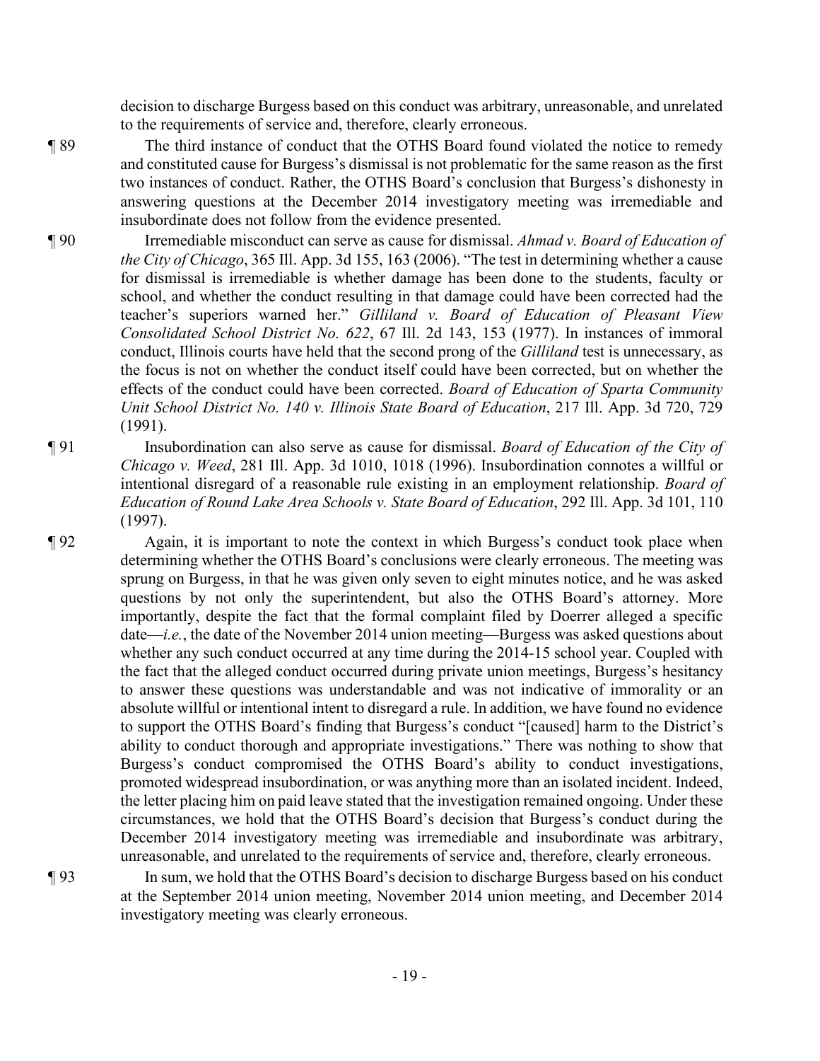decision to discharge Burgess based on this conduct was arbitrary, unreasonable, and unrelated to the requirements of service and, therefore, clearly erroneous.

¶ 89 The third instance of conduct that the OTHS Board found violated the notice to remedy and constituted cause for Burgess's dismissal is not problematic for the same reason as the first two instances of conduct. Rather, the OTHS Board's conclusion that Burgess's dishonesty in answering questions at the December 2014 investigatory meeting was irremediable and insubordinate does not follow from the evidence presented.

¶ 90 Irremediable misconduct can serve as cause for dismissal. *Ahmad v. Board of Education of the City of Chicago*, 365 Ill. App. 3d 155, 163 (2006). "The test in determining whether a cause for dismissal is irremediable is whether damage has been done to the students, faculty or school, and whether the conduct resulting in that damage could have been corrected had the teacher's superiors warned her." *Gilliland v. Board of Education of Pleasant View Consolidated School District No. 622*, 67 Ill. 2d 143, 153 (1977). In instances of immoral conduct, Illinois courts have held that the second prong of the *Gilliland* test is unnecessary, as the focus is not on whether the conduct itself could have been corrected, but on whether the effects of the conduct could have been corrected. *Board of Education of Sparta Community Unit School District No. 140 v. Illinois State Board of Education*, 217 Ill. App. 3d 720, 729 (1991).

¶ 91 Insubordination can also serve as cause for dismissal. *Board of Education of the City of Chicago v. Weed*, 281 Ill. App. 3d 1010, 1018 (1996). Insubordination connotes a willful or intentional disregard of a reasonable rule existing in an employment relationship. *Board of Education of Round Lake Area Schools v. State Board of Education*, 292 Ill. App. 3d 101, 110 (1997).

¶ 92 Again, it is important to note the context in which Burgess's conduct took place when determining whether the OTHS Board's conclusions were clearly erroneous. The meeting was sprung on Burgess, in that he was given only seven to eight minutes notice, and he was asked questions by not only the superintendent, but also the OTHS Board's attorney. More importantly, despite the fact that the formal complaint filed by Doerrer alleged a specific date—*i.e.*, the date of the November 2014 union meeting—Burgess was asked questions about whether any such conduct occurred at any time during the 2014-15 school year. Coupled with the fact that the alleged conduct occurred during private union meetings, Burgess's hesitancy to answer these questions was understandable and was not indicative of immorality or an absolute willful or intentional intent to disregard a rule. In addition, we have found no evidence to support the OTHS Board's finding that Burgess's conduct "[caused] harm to the District's ability to conduct thorough and appropriate investigations." There was nothing to show that Burgess's conduct compromised the OTHS Board's ability to conduct investigations, promoted widespread insubordination, or was anything more than an isolated incident. Indeed, the letter placing him on paid leave stated that the investigation remained ongoing. Under these circumstances, we hold that the OTHS Board's decision that Burgess's conduct during the December 2014 investigatory meeting was irremediable and insubordinate was arbitrary, unreasonable, and unrelated to the requirements of service and, therefore, clearly erroneous.

¶ 93 In sum, we hold that the OTHS Board's decision to discharge Burgess based on his conduct at the September 2014 union meeting, November 2014 union meeting, and December 2014 investigatory meeting was clearly erroneous.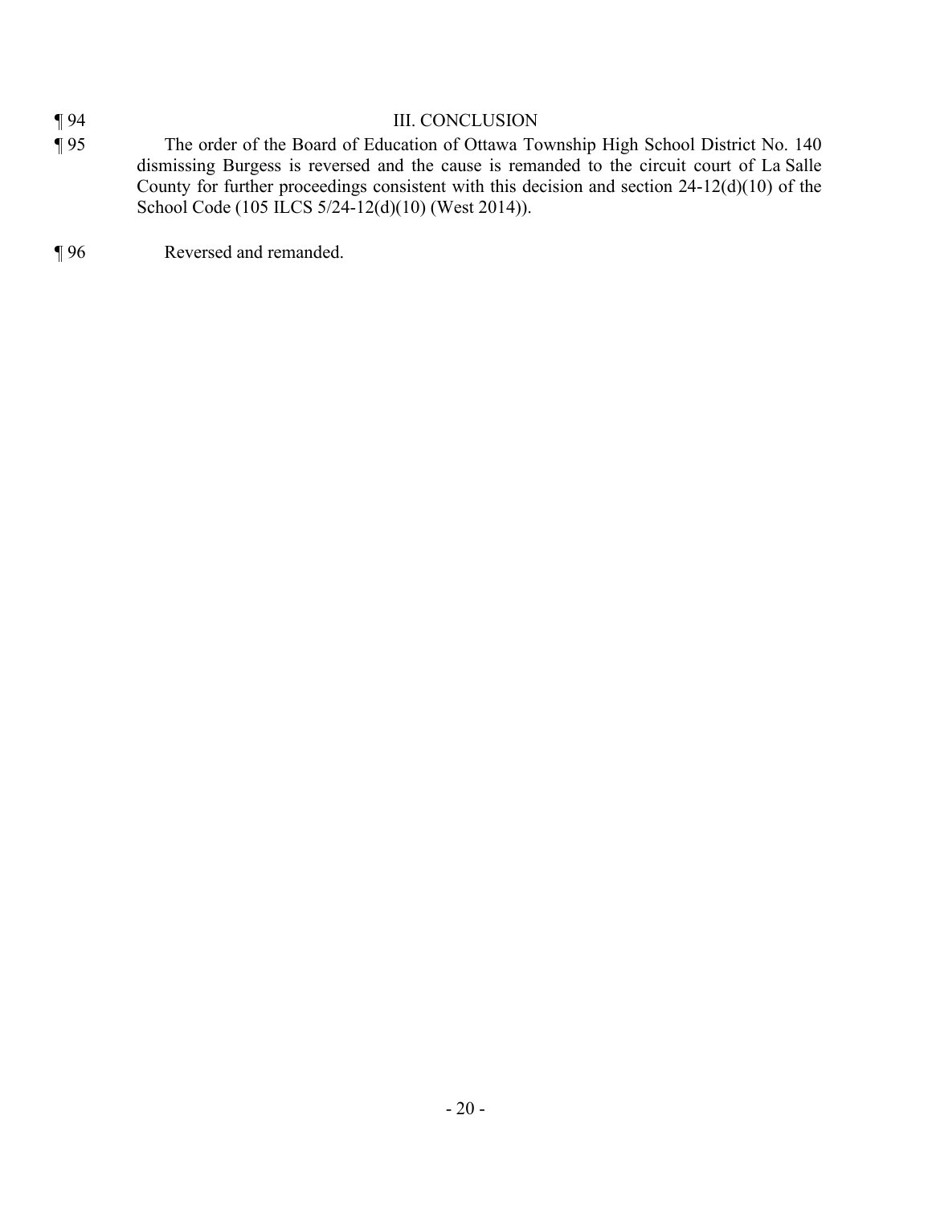¶ 94 III. CONCLUSION

¶ 95 The order of the Board of Education of Ottawa Township High School District No. 140 dismissing Burgess is reversed and the cause is remanded to the circuit court of La Salle County for further proceedings consistent with this decision and section 24-12(d)(10) of the School Code (105 ILCS 5/24-12(d)(10) (West 2014)).

¶ 96 Reversed and remanded.